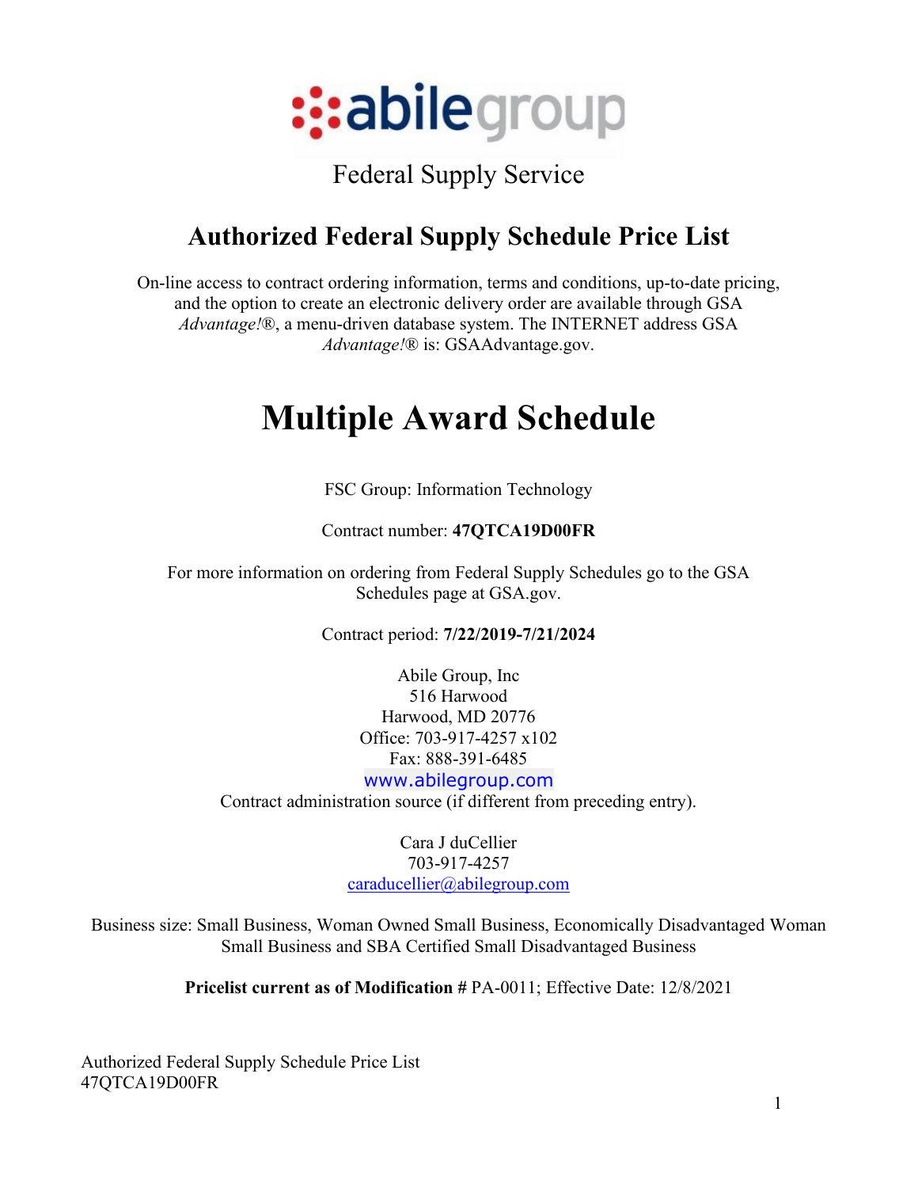# abilegroup

Federal Supply Service

## Authorized Federal Supply Schedule Price List

On-line access to contract ordering information, terms and conditions, up-to-date pricing, and the option to create an electronic delivery order are available through GSA *Advantage!*®, a menu-driven database system. The INTERNET address GSA *Advantage!*® is: GSAAdvantage.gov.

# Multiple Award Schedule

FSC Group: Information Technology

Contract number: **47QTCA19D00FR**

For more information on ordering from Federal Supply Schedules go to the GSA Schedules page at GSA.gov.

Contract period: **7/22/2019-7/21/2024**

Abile Group, Inc
516 Harwood
Harwood, MD 20776
Office: 703-917-4257 x102
Fax: 888-391-6485
www.abilegroup.com
Contract administration source (if different from preceding entry).

Cara J duCellier
703-917-4257
caraducellier@abilegroup.com

Business size: Small Business, Woman Owned Small Business, Economically Disadvantaged Woman Small Business and SBA Certified Small Disadvantaged Business

**Pricelist current as of Modification #** PA-0011; Effective Date: 12/8/2021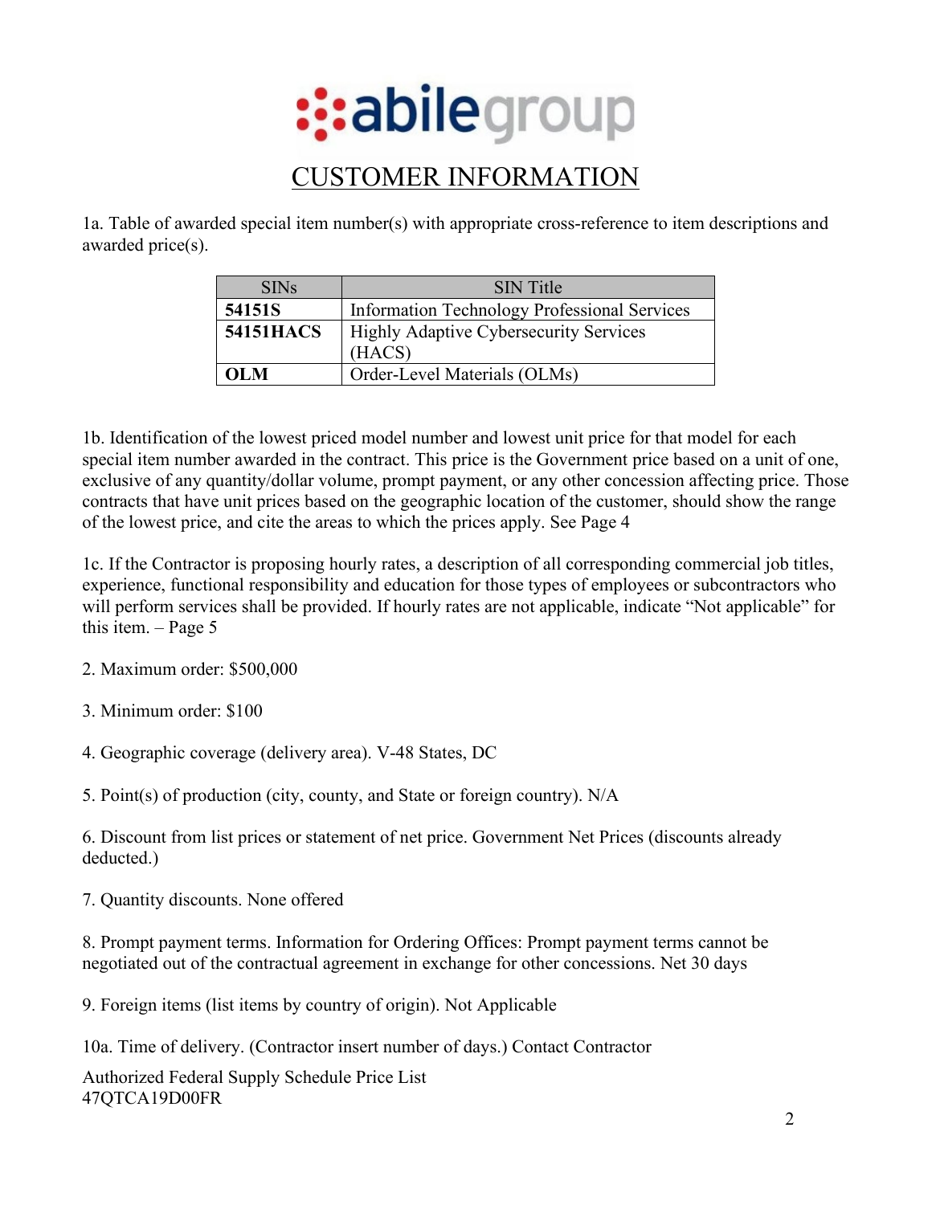# CUSTOMER INFORMATION

1a. Table of awarded special item number(s) with appropriate cross-reference to item descriptions and awarded price(s).

| SINs | SIN Title |
|---|---|
| **54151S** | Information Technology Professional Services |
| **54151HACS** | Highly Adaptive Cybersecurity Services (HACS) |
| **OLM** | Order-Level Materials (OLMs) |

1b. Identification of the lowest priced model number and lowest unit price for that model for each special item number awarded in the contract. This price is the Government price based on a unit of one, exclusive of any quantity/dollar volume, prompt payment, or any other concession affecting price. Those contracts that have unit prices based on the geographic location of the customer, should show the range of the lowest price, and cite the areas to which the prices apply. See Page 4

1c. If the Contractor is proposing hourly rates, a description of all corresponding commercial job titles, experience, functional responsibility and education for those types of employees or subcontractors who will perform services shall be provided. If hourly rates are not applicable, indicate "Not applicable" for this item. – Page 5

2. Maximum order: $500,000

3. Minimum order: $100

4. Geographic coverage (delivery area). V-48 States, DC

5. Point(s) of production (city, county, and State or foreign country). N/A

6. Discount from list prices or statement of net price. Government Net Prices (discounts already deducted.)

7. Quantity discounts. None offered

8. Prompt payment terms. Information for Ordering Offices: Prompt payment terms cannot be negotiated out of the contractual agreement in exchange for other concessions. Net 30 days

9. Foreign items (list items by country of origin). Not Applicable

10a. Time of delivery. (Contractor insert number of days.) Contact Contractor

Authorized Federal Supply Schedule Price List
47QTCA19D00FR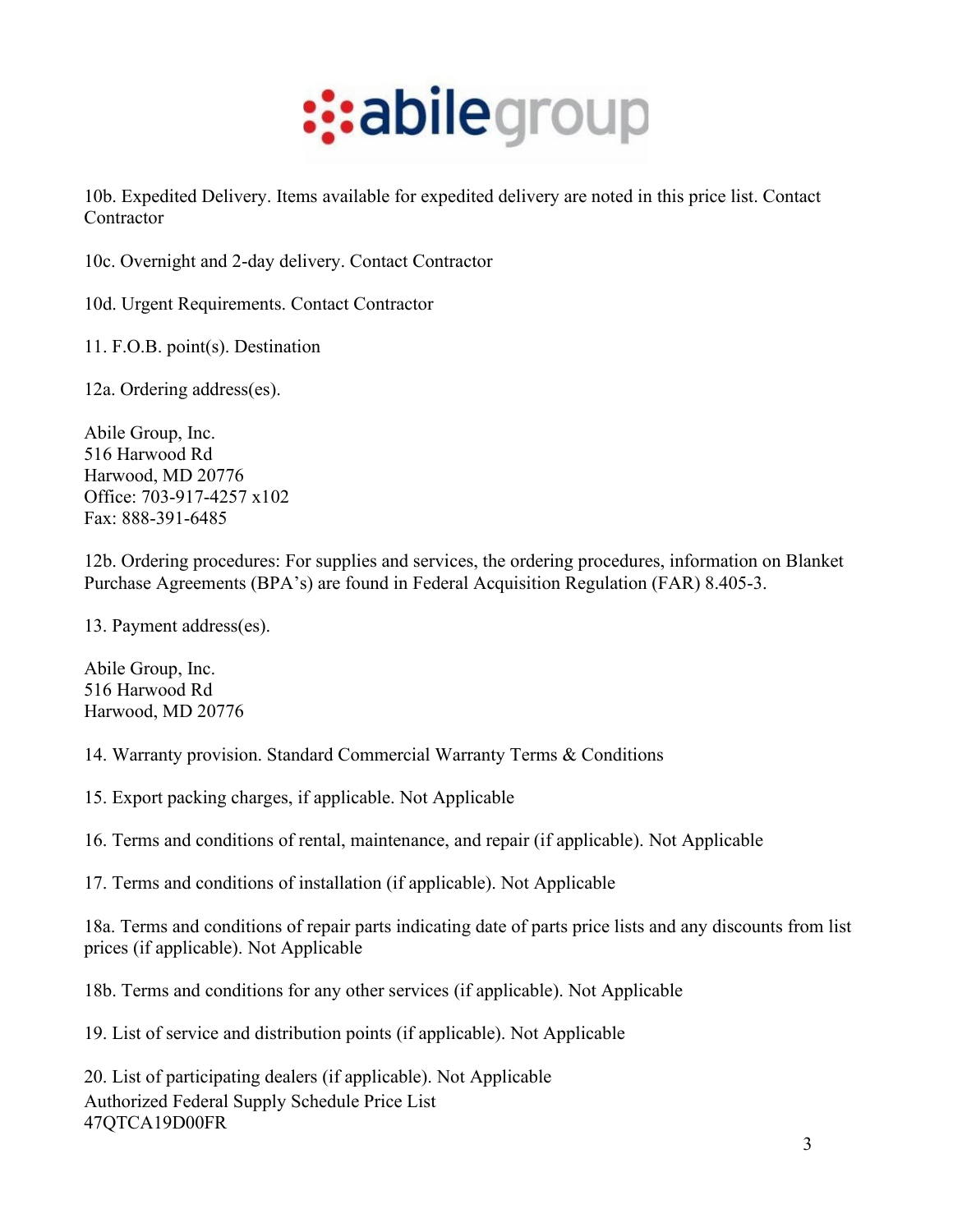10b. Expedited Delivery. Items available for expedited delivery are noted in this price list. Contact Contractor

10c. Overnight and 2-day delivery. Contact Contractor

10d. Urgent Requirements. Contact Contractor

11. F.O.B. point(s). Destination

12a. Ordering address(es).

Abile Group, Inc.
516 Harwood Rd
Harwood, MD 20776
Office: 703-917-4257 x102
Fax: 888-391-6485

12b. Ordering procedures: For supplies and services, the ordering procedures, information on Blanket Purchase Agreements (BPA's) are found in Federal Acquisition Regulation (FAR) 8.405-3.

13. Payment address(es).

Abile Group, Inc.
516 Harwood Rd
Harwood, MD 20776

14. Warranty provision. Standard Commercial Warranty Terms & Conditions

15. Export packing charges, if applicable. Not Applicable

16. Terms and conditions of rental, maintenance, and repair (if applicable). Not Applicable

17. Terms and conditions of installation (if applicable). Not Applicable

18a. Terms and conditions of repair parts indicating date of parts price lists and any discounts from list prices (if applicable). Not Applicable

18b. Terms and conditions for any other services (if applicable). Not Applicable

19. List of service and distribution points (if applicable). Not Applicable

20. List of participating dealers (if applicable). Not Applicable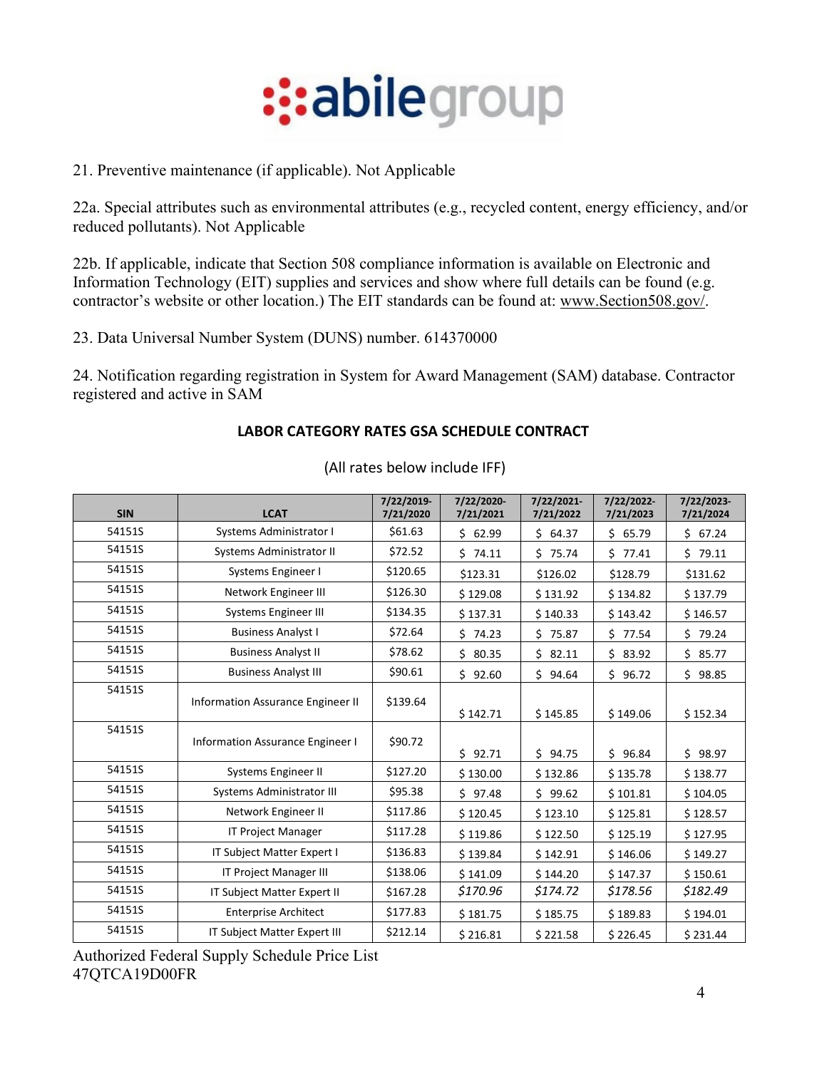21. Preventive maintenance (if applicable). Not Applicable

22a. Special attributes such as environmental attributes (e.g., recycled content, energy efficiency, and/or reduced pollutants). Not Applicable

22b. If applicable, indicate that Section 508 compliance information is available on Electronic and Information Technology (EIT) supplies and services and show where full details can be found (e.g. contractor's website or other location.) The EIT standards can be found at: www.Section508.gov/.

23. Data Universal Number System (DUNS) number. 614370000

24. Notification regarding registration in System for Award Management (SAM) database. Contractor registered and active in SAM

**LABOR CATEGORY RATES GSA SCHEDULE CONTRACT**

(All rates below include IFF)

| SIN | LCAT | 7/22/2019-7/21/2020 | 7/22/2020-7/21/2021 | 7/22/2021-7/21/2022 | 7/22/2022-7/21/2023 | 7/22/2023-7/21/2024 |
|---|---|---|---|---|---|---|
| 54151S | Systems Administrator I | $61.63 | $ 62.99 | $ 64.37 | $ 65.79 | $ 67.24 |
| 54151S | Systems Administrator II | $72.52 | $ 74.11 | $ 75.74 | $ 77.41 | $ 79.11 |
| 54151S | Systems Engineer I | $120.65 | $123.31 | $126.02 | $128.79 | $131.62 |
| 54151S | Network Engineer III | $126.30 | $ 129.08 | $ 131.92 | $ 134.82 | $ 137.79 |
| 54151S | Systems Engineer III | $134.35 | $ 137.31 | $ 140.33 | $ 143.42 | $ 146.57 |
| 54151S | Business Analyst I | $72.64 | $ 74.23 | $ 75.87 | $ 77.54 | $ 79.24 |
| 54151S | Business Analyst II | $78.62 | $ 80.35 | $ 82.11 | $ 83.92 | $ 85.77 |
| 54151S | Business Analyst III | $90.61 | $ 92.60 | $ 94.64 | $ 96.72 | $ 98.85 |
| 54151S | Information Assurance Engineer II | $139.64 | $ 142.71 | $ 145.85 | $ 149.06 | $ 152.34 |
| 54151S | Information Assurance Engineer I | $90.72 | $ 92.71 | $ 94.75 | $ 96.84 | $ 98.97 |
| 54151S | Systems Engineer II | $127.20 | $ 130.00 | $ 132.86 | $ 135.78 | $ 138.77 |
| 54151S | Systems Administrator III | $95.38 | $ 97.48 | $ 99.62 | $ 101.81 | $ 104.05 |
| 54151S | Network Engineer II | $117.86 | $ 120.45 | $ 123.10 | $ 125.81 | $ 128.57 |
| 54151S | IT Project Manager | $117.28 | $ 119.86 | $ 122.50 | $ 125.19 | $ 127.95 |
| 54151S | IT Subject Matter Expert I | $136.83 | $ 139.84 | $ 142.91 | $ 146.06 | $ 149.27 |
| 54151S | IT Project Manager III | $138.06 | $ 141.09 | $ 144.20 | $ 147.37 | $ 150.61 |
| 54151S | IT Subject Matter Expert II | $167.28 | *$170.96* | *$174.72* | *$178.56* | *$182.49* |
| 54151S | Enterprise Architect | $177.83 | $ 181.75 | $ 185.75 | $ 189.83 | $ 194.01 |
| 54151S | IT Subject Matter Expert III | $212.14 | $ 216.81 | $ 221.58 | $ 226.45 | $ 231.44 |

Authorized Federal Supply Schedule Price List
47QTCA19D00FR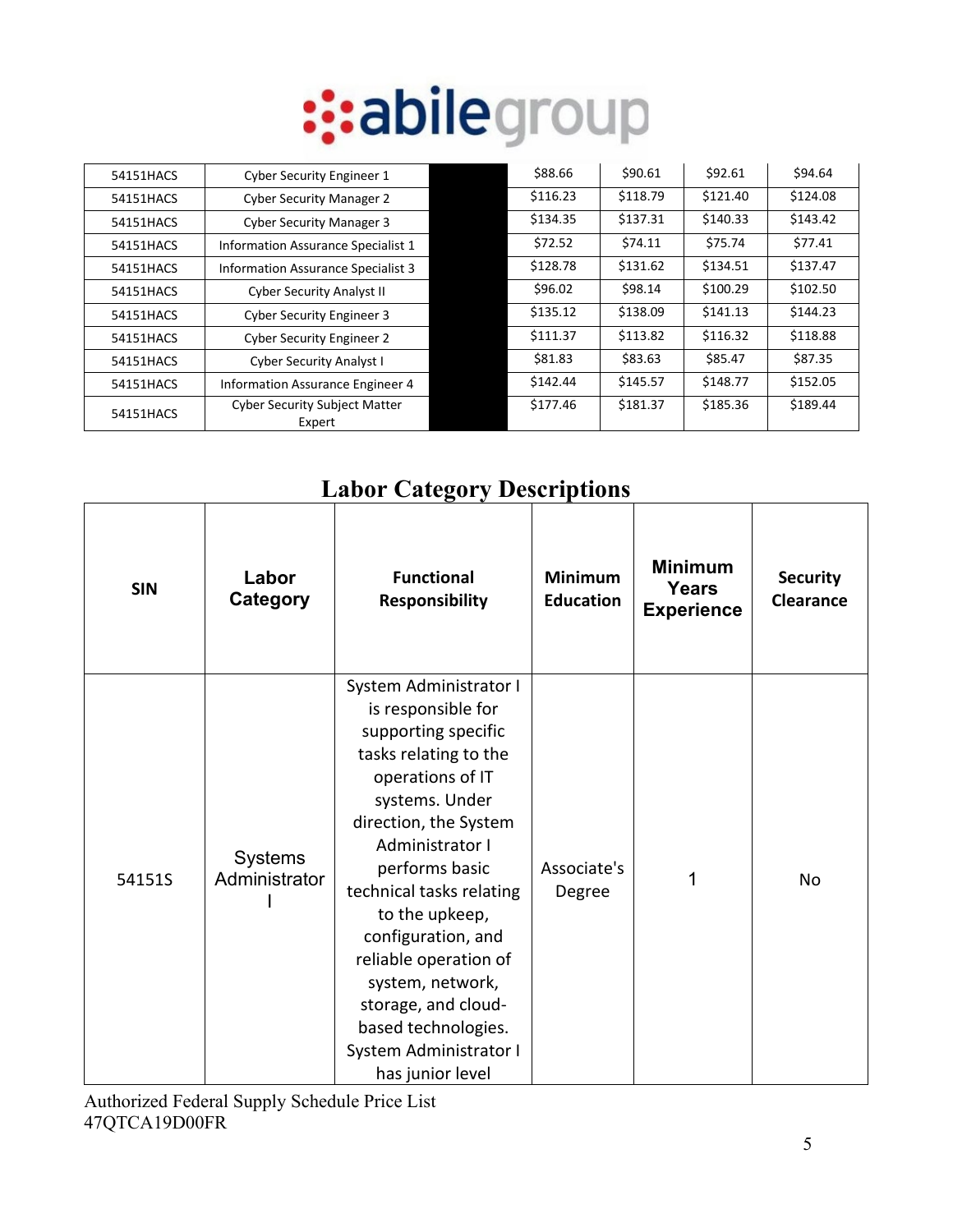| | | | | | | |
|---|---|---|---|---|---|---|
| 54151HACS | Cyber Security Engineer 1 | | $88.66 | $90.61 | $92.61 | $94.64 |
| 54151HACS | Cyber Security Manager 2 | | $116.23 | $118.79 | $121.40 | $124.08 |
| 54151HACS | Cyber Security Manager 3 | | $134.35 | $137.31 | $140.33 | $143.42 |
| 54151HACS | Information Assurance Specialist 1 | | $72.52 | $74.11 | $75.74 | $77.41 |
| 54151HACS | Information Assurance Specialist 3 | | $128.78 | $131.62 | $134.51 | $137.47 |
| 54151HACS | Cyber Security Analyst II | | $96.02 | $98.14 | $100.29 | $102.50 |
| 54151HACS | Cyber Security Engineer 3 | | $135.12 | $138.09 | $141.13 | $144.23 |
| 54151HACS | Cyber Security Engineer 2 | | $111.37 | $113.82 | $116.32 | $118.88 |
| 54151HACS | Cyber Security Analyst I | | $81.83 | $83.63 | $85.47 | $87.35 |
| 54151HACS | Information Assurance Engineer 4 | | $142.44 | $145.57 | $148.77 | $152.05 |
| 54151HACS | Cyber Security Subject Matter Expert | | $177.46 | $181.37 | $185.36 | $189.44 |

## Labor Category Descriptions

| SIN | Labor Category | Functional Responsibility | Minimum Education | Minimum Years Experience | Security Clearance |
|---|---|---|---|---|---|
| 54151S | Systems Administrator I | System Administrator I is responsible for supporting specific tasks relating to the operations of IT systems. Under direction, the System Administrator I performs basic technical tasks relating to the upkeep, configuration, and reliable operation of system, network, storage, and cloud-based technologies. System Administrator I has junior level | Associate's Degree | 1 | No |

Authorized Federal Supply Schedule Price List
47QTCA19D00FR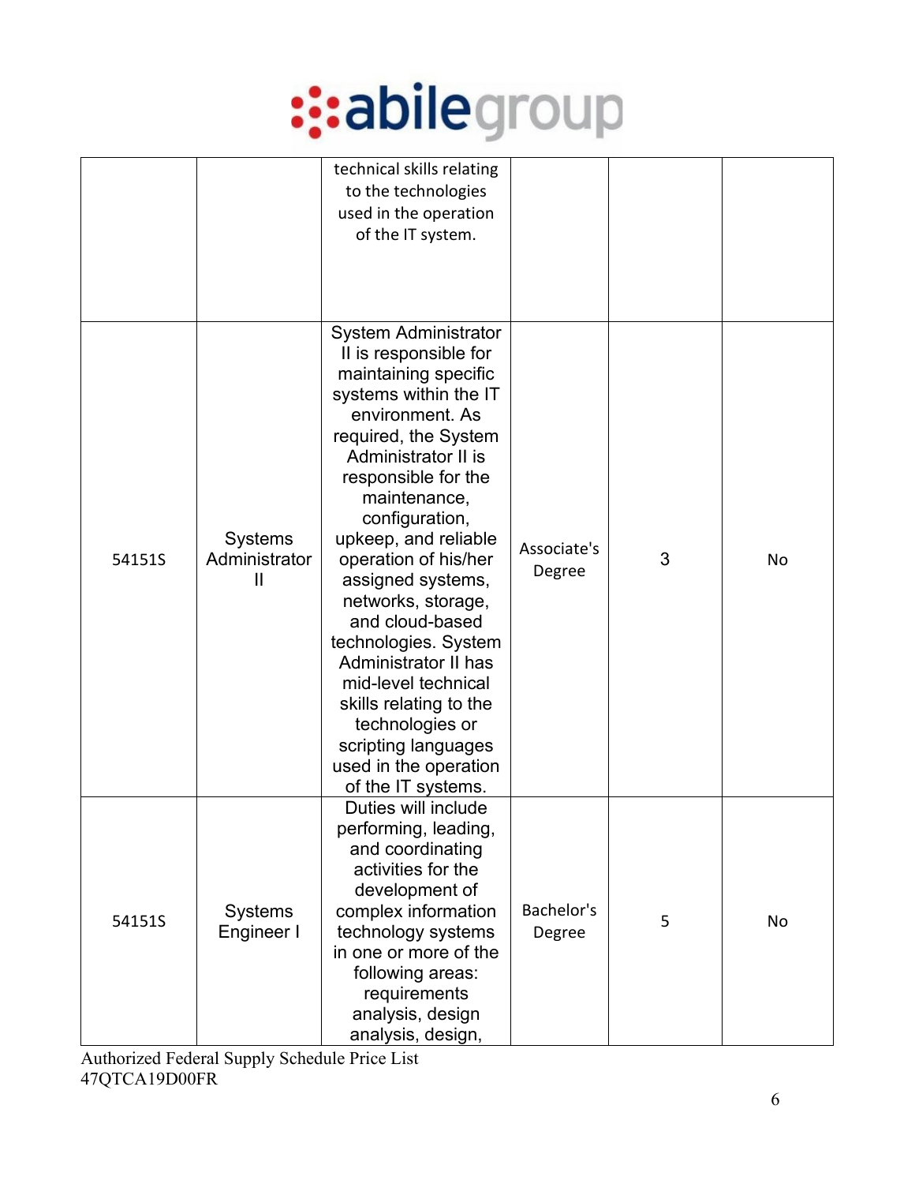| | | | | | |
|---|---|---|---|---|---|
| | | technical skills relating to the technologies used in the operation of the IT system. | | | |
| 54151S | Systems Administrator II | System Administrator II is responsible for maintaining specific systems within the IT environment. As required, the System Administrator II is responsible for the maintenance, configuration, upkeep, and reliable operation of his/her assigned systems, networks, storage, and cloud-based technologies. System Administrator II has mid-level technical skills relating to the technologies or scripting languages used in the operation of the IT systems. | Associate's Degree | 3 | No |
| 54151S | Systems Engineer I | Duties will include performing, leading, and coordinating activities for the development of complex information technology systems in one or more of the following areas: requirements analysis, design analysis, design, | Bachelor's Degree | 5 | No |

Authorized Federal Supply Schedule Price List
47QTCA19D00FR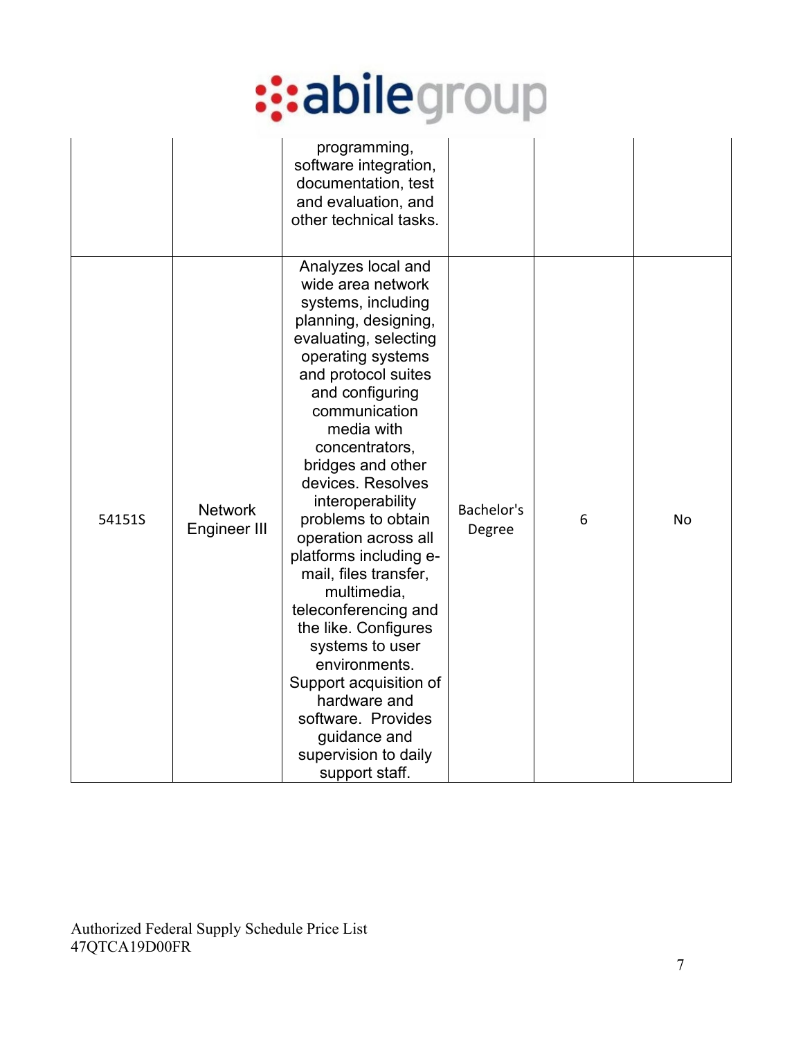| | | programming, software integration, documentation, test and evaluation, and other technical tasks. | | | |
|---|---|---|---|---|---|
| 54151S | Network Engineer III | Analyzes local and wide area network systems, including planning, designing, evaluating, selecting operating systems and protocol suites and configuring communication media with concentrators, bridges and other devices. Resolves interoperability problems to obtain operation across all platforms including e-mail, files transfer, multimedia, teleconferencing and the like. Configures systems to user environments. Support acquisition of hardware and software. Provides guidance and supervision to daily support staff. | Bachelor's Degree | 6 | No |

Authorized Federal Supply Schedule Price List
47QTCA19D00FR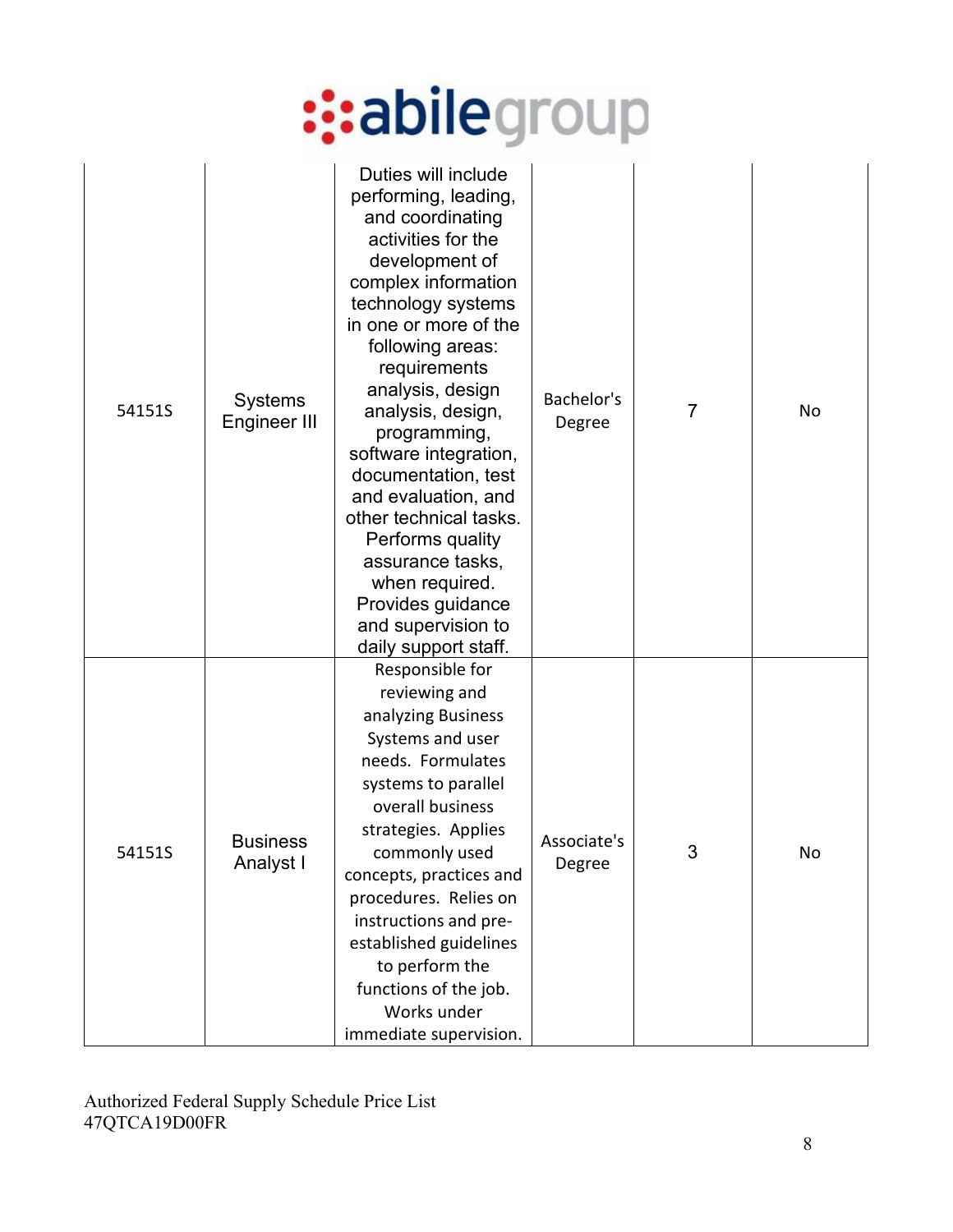| 54151S | Systems Engineer III | Duties will include performing, leading, and coordinating activities for the development of complex information technology systems in one or more of the following areas: requirements analysis, design analysis, design, programming, software integration, documentation, test and evaluation, and other technical tasks. Performs quality assurance tasks, when required. Provides guidance and supervision to daily support staff. | Bachelor's Degree | 7 | No |
|---|---|---|---|---|---|
| 54151S | Business Analyst I | Responsible for reviewing and analyzing Business Systems and user needs. Formulates systems to parallel overall business strategies. Applies commonly used concepts, practices and procedures. Relies on instructions and pre-established guidelines to perform the functions of the job. Works under immediate supervision. | Associate's Degree | 3 | No |

Authorized Federal Supply Schedule Price List
47QTCA19D00FR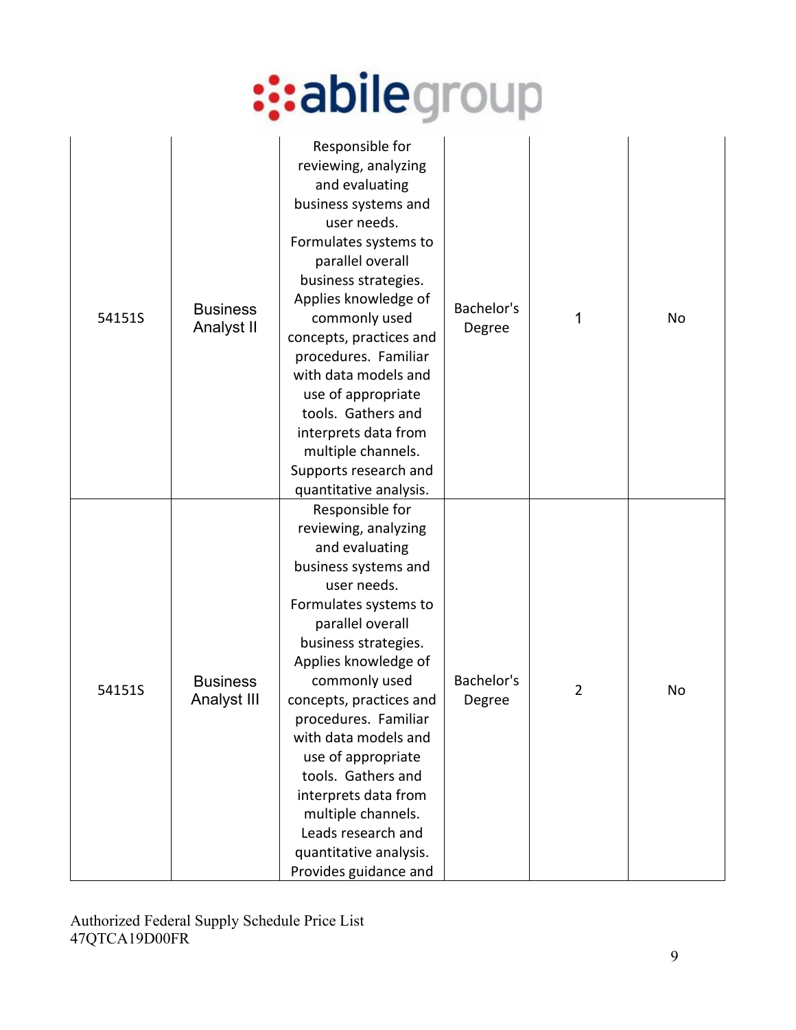| | | | | | |
|---|---|---|---|---|---|
| 54151S | Business Analyst II | Responsible for reviewing, analyzing and evaluating business systems and user needs. Formulates systems to parallel overall business strategies. Applies knowledge of commonly used concepts, practices and procedures. Familiar with data models and use of appropriate tools. Gathers and interprets data from multiple channels. Supports research and quantitative analysis. | Bachelor's Degree | 1 | No |
| 54151S | Business Analyst III | Responsible for reviewing, analyzing and evaluating business systems and user needs. Formulates systems to parallel overall business strategies. Applies knowledge of commonly used concepts, practices and procedures. Familiar with data models and use of appropriate tools. Gathers and interprets data from multiple channels. Leads research and quantitative analysis. Provides guidance and | Bachelor's Degree | 2 | No |

Authorized Federal Supply Schedule Price List
47QTCA19D00FR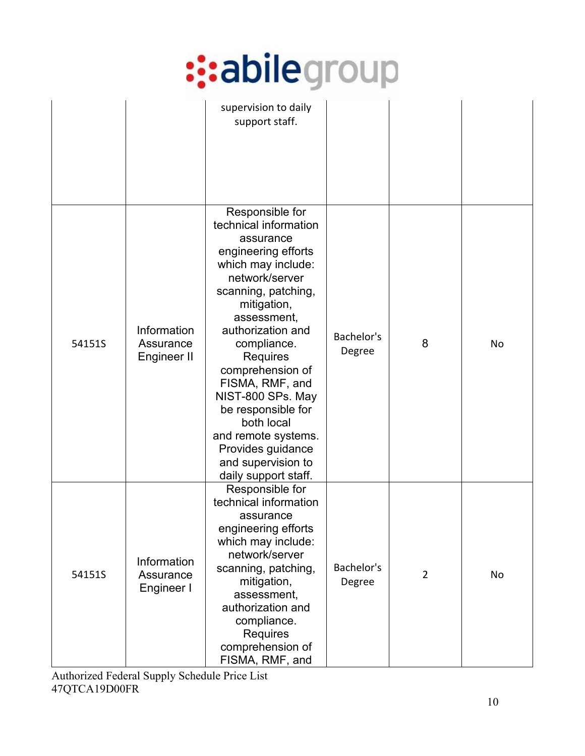| | | supervision to daily support staff. | | | |
|---|---|---|---|---|---|
| 54151S | Information Assurance Engineer II | Responsible for technical information assurance engineering efforts which may include: network/server scanning, patching, mitigation, assessment, authorization and compliance. Requires comprehension of FISMA, RMF, and NIST-800 SPs. May be responsible for both local and remote systems. Provides guidance and supervision to daily support staff. | Bachelor's Degree | 8 | No |
| 54151S | Information Assurance Engineer I | Responsible for technical information assurance engineering efforts which may include: network/server scanning, patching, mitigation, assessment, authorization and compliance. Requires comprehension of FISMA, RMF, and | Bachelor's Degree | 2 | No |

Authorized Federal Supply Schedule Price List
47QTCA19D00FR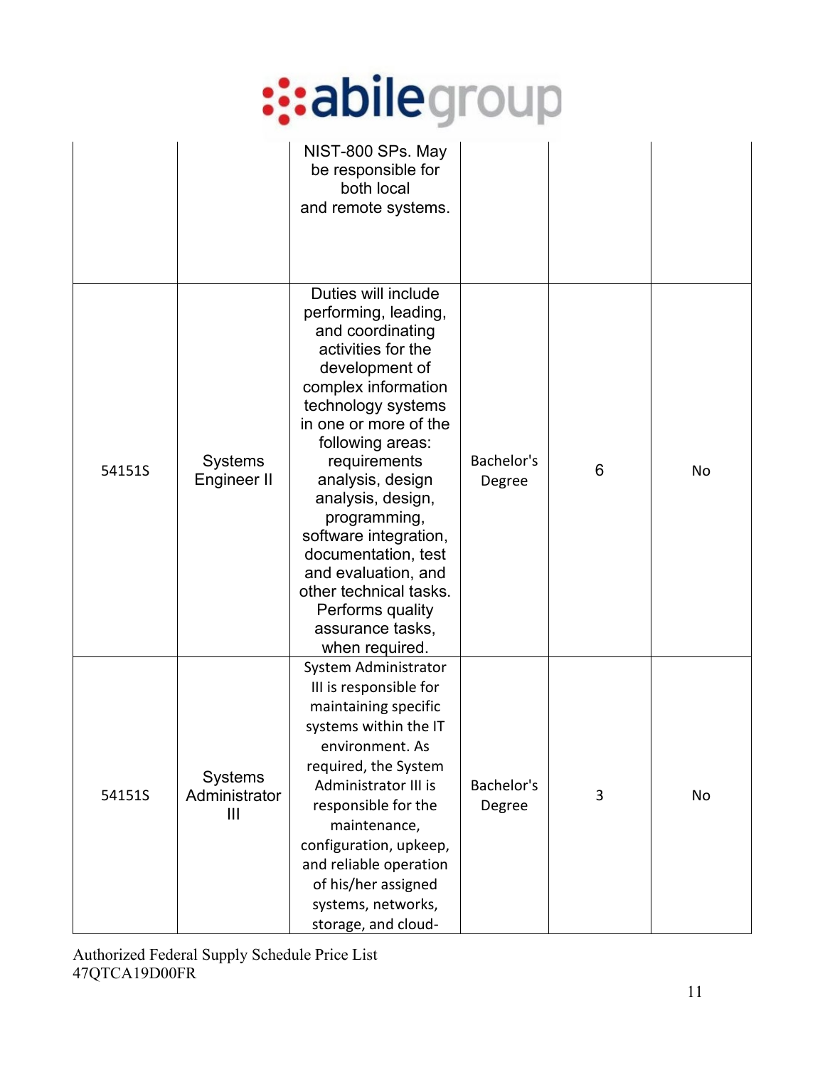| | | | | | |
|---|---|---|---|---|---|
| | | NIST-800 SPs. May be responsible for both local and remote systems. | | | |
| 54151S | Systems Engineer II | Duties will include performing, leading, and coordinating activities for the development of complex information technology systems in one or more of the following areas: requirements analysis, design analysis, design, programming, software integration, documentation, test and evaluation, and other technical tasks. Performs quality assurance tasks, when required. | Bachelor's Degree | 6 | No |
| 54151S | Systems Administrator III | System Administrator III is responsible for maintaining specific systems within the IT environment. As required, the System Administrator III is responsible for the maintenance, configuration, upkeep, and reliable operation of his/her assigned systems, networks, storage, and cloud- | Bachelor's Degree | 3 | No |

Authorized Federal Supply Schedule Price List
47QTCA19D00FR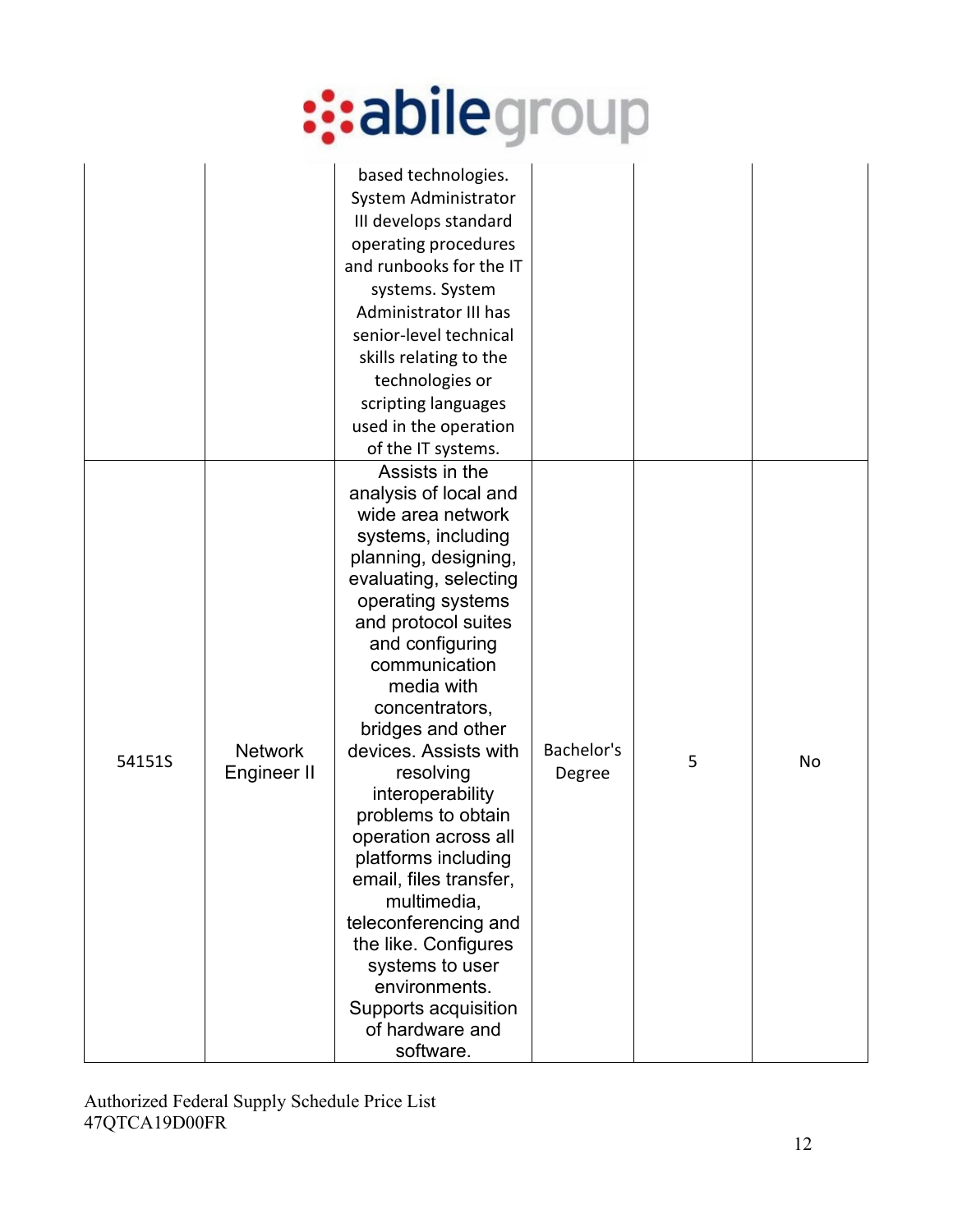| | | | | | |
|---|---|---|---|---|---|
| | | based technologies. System Administrator III develops standard operating procedures and runbooks for the IT systems. System Administrator III has senior-level technical skills relating to the technologies or scripting languages used in the operation of the IT systems. | | | |
| 54151S | Network Engineer II | Assists in the analysis of local and wide area network systems, including planning, designing, evaluating, selecting operating systems and protocol suites and configuring communication media with concentrators, bridges and other devices. Assists with resolving interoperability problems to obtain operation across all platforms including email, files transfer, multimedia, teleconferencing and the like. Configures systems to user environments. Supports acquisition of hardware and software. | Bachelor's Degree | 5 | No |

Authorized Federal Supply Schedule Price List
47QTCA19D00FR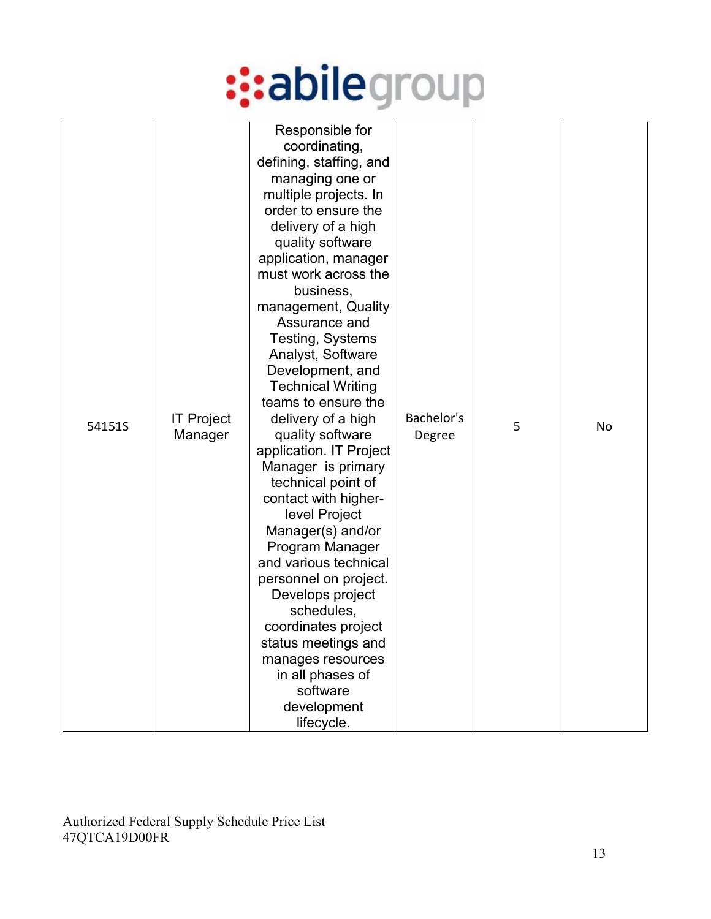| 54151S | IT Project Manager | Responsible for coordinating, defining, staffing, and managing one or multiple projects. In order to ensure the delivery of a high quality software application, manager must work across the business, management, Quality Assurance and Testing, Systems Analyst, Software Development, and Technical Writing teams to ensure the delivery of a high quality software application. IT Project Manager is primary technical point of contact with higher-level Project Manager(s) and/or Program Manager and various technical personnel on project. Develops project schedules, coordinates project status meetings and manages resources in all phases of software development lifecycle. | Bachelor's Degree | 5 | No |
|---|---|---|---|---|---|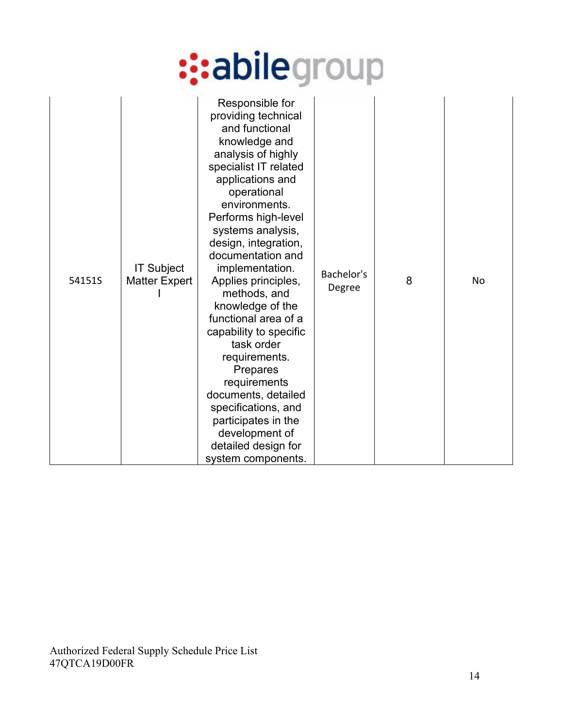| 54151S | IT Subject Matter Expert I | Responsible for providing technical and functional knowledge and analysis of highly specialist IT related applications and operational environments. Performs high-level systems analysis, design, integration, documentation and implementation. Applies principles, methods, and knowledge of the functional area of a capability to specific task order requirements. Prepares requirements documents, detailed specifications, and participates in the development of detailed design for system components. | Bachelor's Degree | 8 | No |
|---|---|---|---|---|---|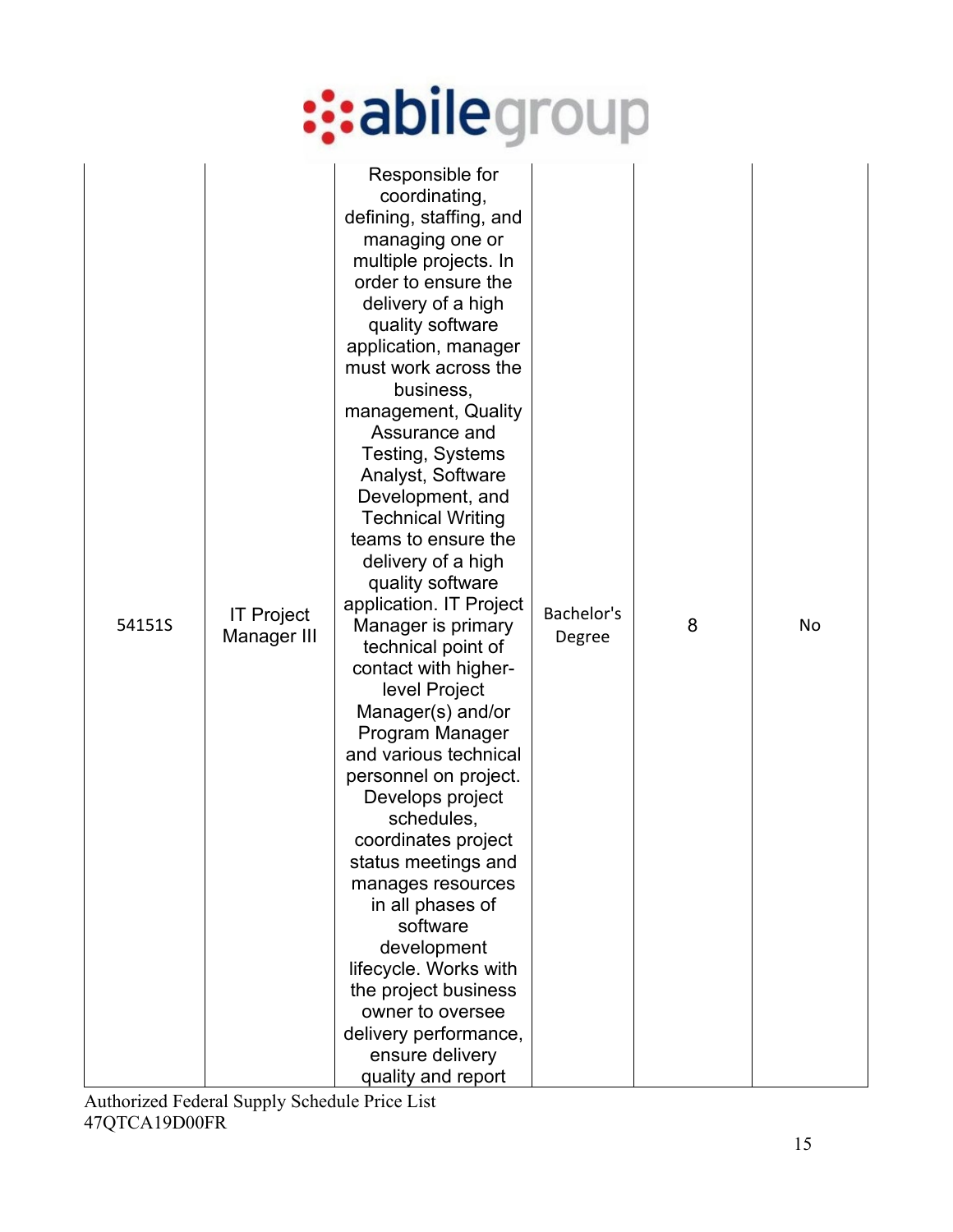| 54151S | IT Project Manager III | Responsible for coordinating, defining, staffing, and managing one or multiple projects. In order to ensure the delivery of a high quality software application, manager must work across the business, management, Quality Assurance and Testing, Systems Analyst, Software Development, and Technical Writing teams to ensure the delivery of a high quality software application. IT Project Manager is primary technical point of contact with higher-level Project Manager(s) and/or Program Manager and various technical personnel on project. Develops project schedules, coordinates project status meetings and manages resources in all phases of software development lifecycle. Works with the project business owner to oversee delivery performance, ensure delivery quality and report | Bachelor's Degree | 8 | No |
|---|---|---|---|---|---|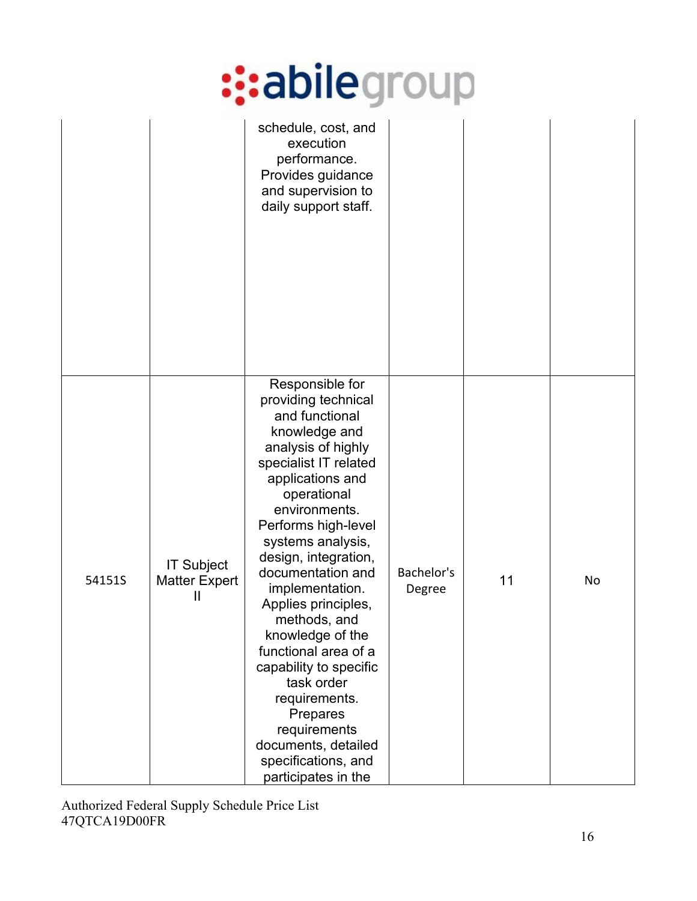| | | | | | |
|---|---|---|---|---|---|
| | | schedule, cost, and execution performance. Provides guidance and supervision to daily support staff. | | | |
| 54151S | IT Subject Matter Expert II | Responsible for providing technical and functional knowledge and analysis of highly specialist IT related applications and operational environments. Performs high-level systems analysis, design, integration, documentation and implementation. Applies principles, methods, and knowledge of the functional area of a capability to specific task order requirements. Prepares requirements documents, detailed specifications, and participates in the | Bachelor's Degree | 11 | No |

Authorized Federal Supply Schedule Price List
47QTCA19D00FR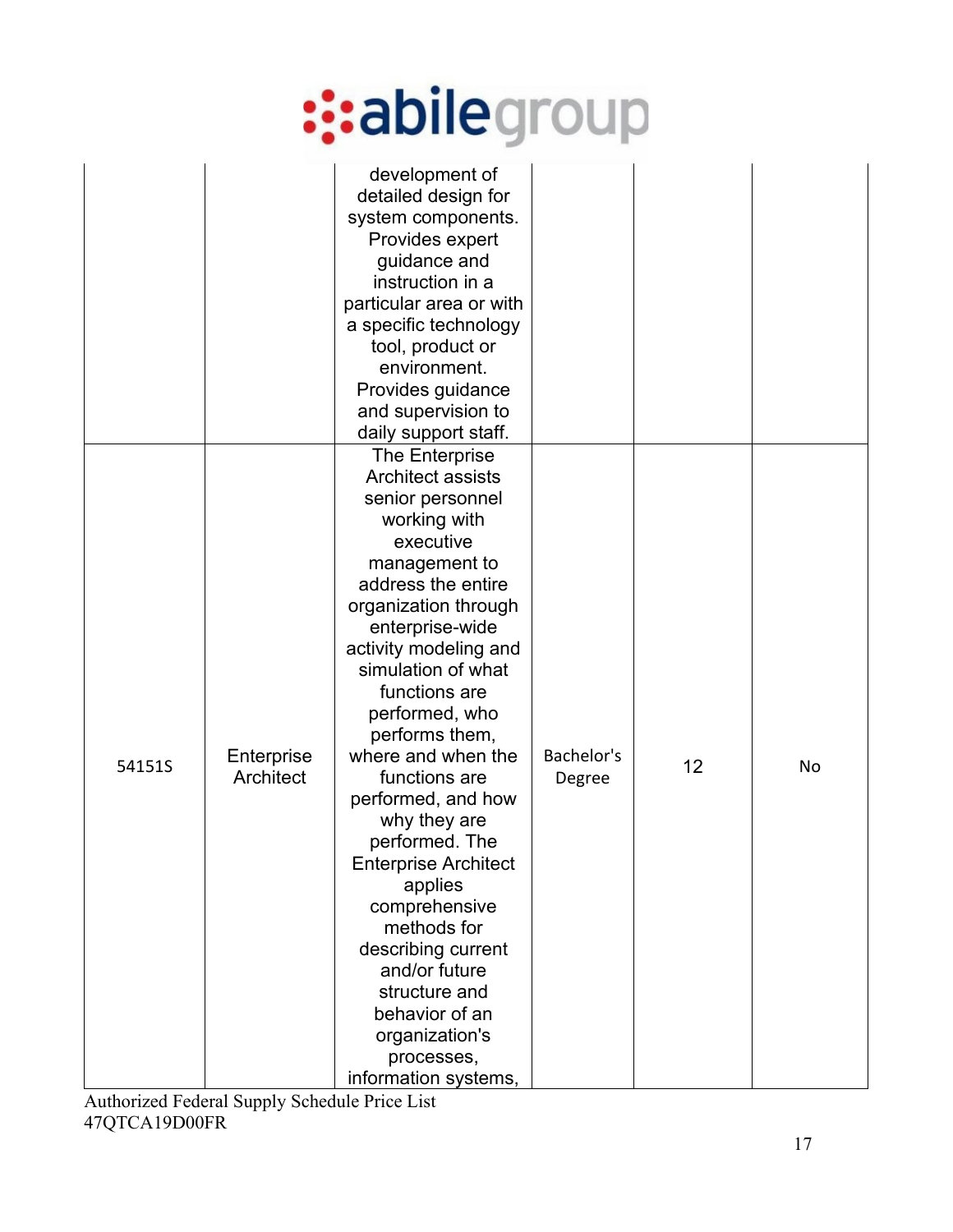|  |  | development of detailed design for system components. Provides expert guidance and instruction in a particular area or with a specific technology tool, product or environment. Provides guidance and supervision to daily support staff. |  |  |  |
| --- | --- | --- | --- | --- | --- |
| 54151S | Enterprise Architect | The Enterprise Architect assists senior personnel working with executive management to address the entire organization through enterprise-wide activity modeling and simulation of what functions are performed, who performs them, where and when the functions are performed, and how why they are performed. The Enterprise Architect applies comprehensive methods for describing current and/or future structure and behavior of an organization's processes, information systems, | Bachelor's Degree | 12 | No |

Authorized Federal Supply Schedule Price List
47QTCA19D00FR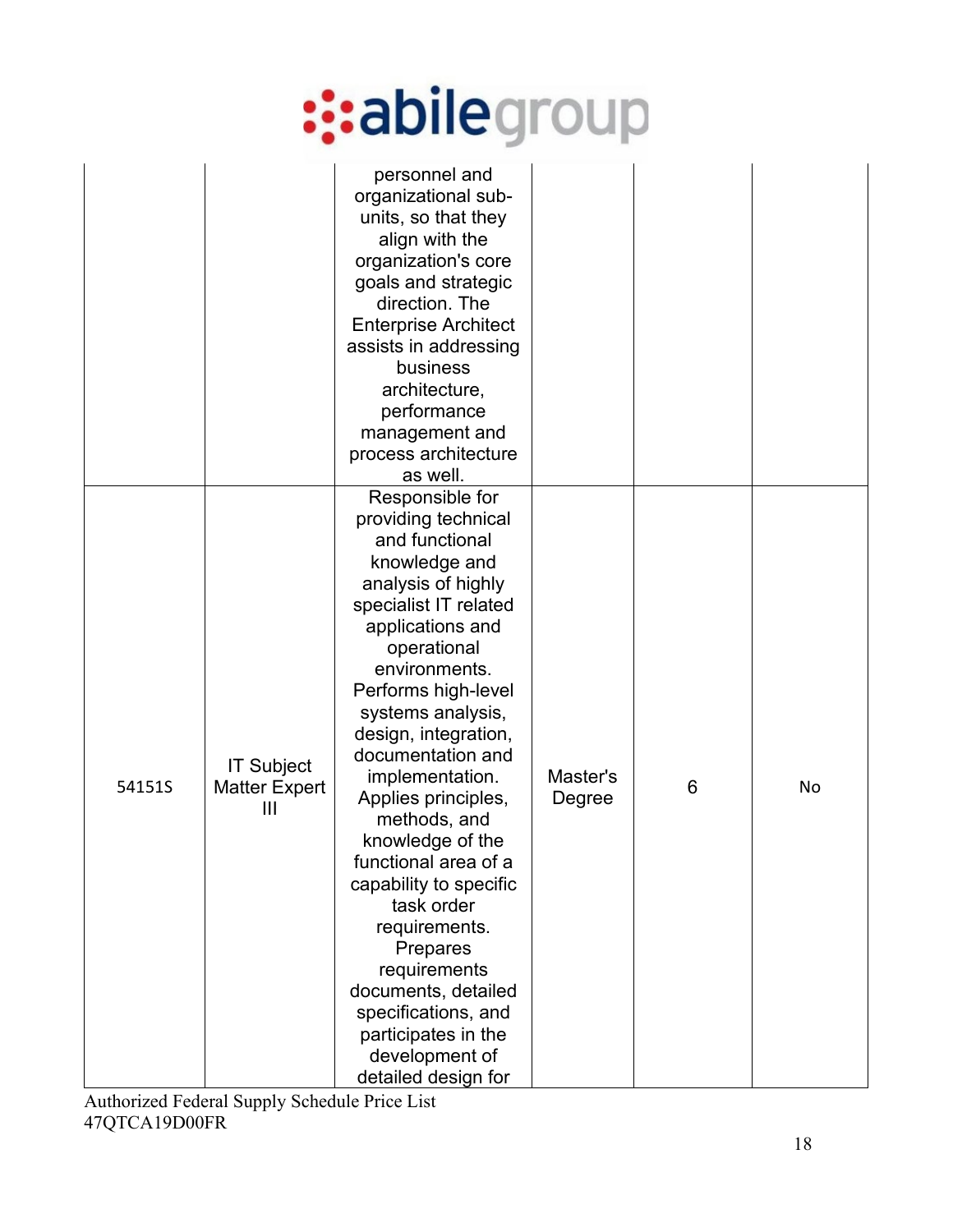| | | | | | |
|---|---|---|---|---|---|
| | | personnel and organizational sub-units, so that they align with the organization's core goals and strategic direction. The Enterprise Architect assists in addressing business architecture, performance management and process architecture as well. | | | |
| 54151S | IT Subject Matter Expert III | Responsible for providing technical and functional knowledge and analysis of highly specialist IT related applications and operational environments. Performs high-level systems analysis, design, integration, documentation and implementation. Applies principles, methods, and knowledge of the functional area of a capability to specific task order requirements. Prepares requirements documents, detailed specifications, and participates in the development of detailed design for | Master's Degree | 6 | No |

Authorized Federal Supply Schedule Price List
47QTCA19D00FR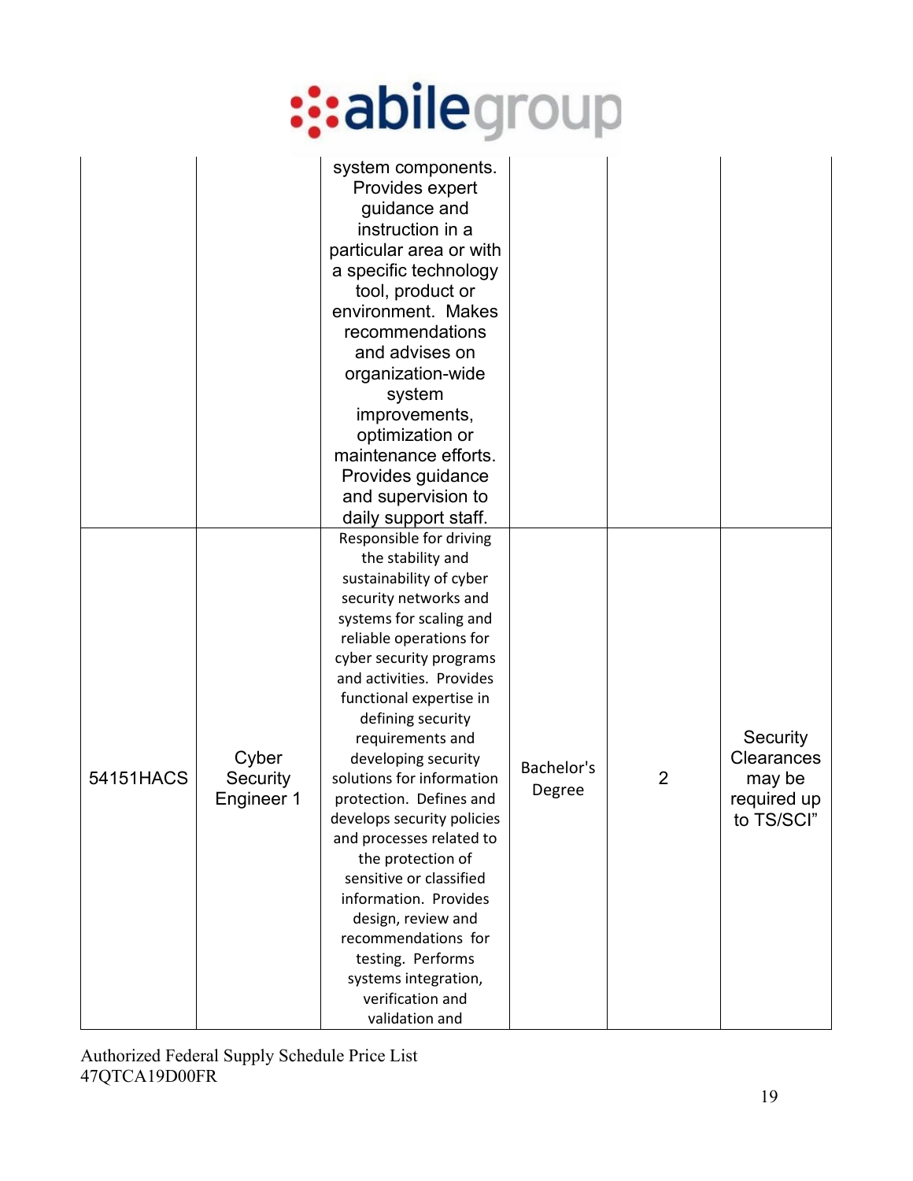| | | system components. Provides expert guidance and instruction in a particular area or with a specific technology tool, product or environment. Makes recommendations and advises on organization-wide system improvements, optimization or maintenance efforts. Provides guidance and supervision to daily support staff. | | | |
|---|---|---|---|---|---|
| 54151HACS | Cyber Security Engineer 1 | Responsible for driving the stability and sustainability of cyber security networks and systems for scaling and reliable operations for cyber security programs and activities. Provides functional expertise in defining security requirements and developing security solutions for information protection. Defines and develops security policies and processes related to the protection of sensitive or classified information. Provides design, review and recommendations for testing. Performs systems integration, verification and validation and | Bachelor's Degree | 2 | Security Clearances may be required up to TS/SCI" |

Authorized Federal Supply Schedule Price List
47QTCA19D00FR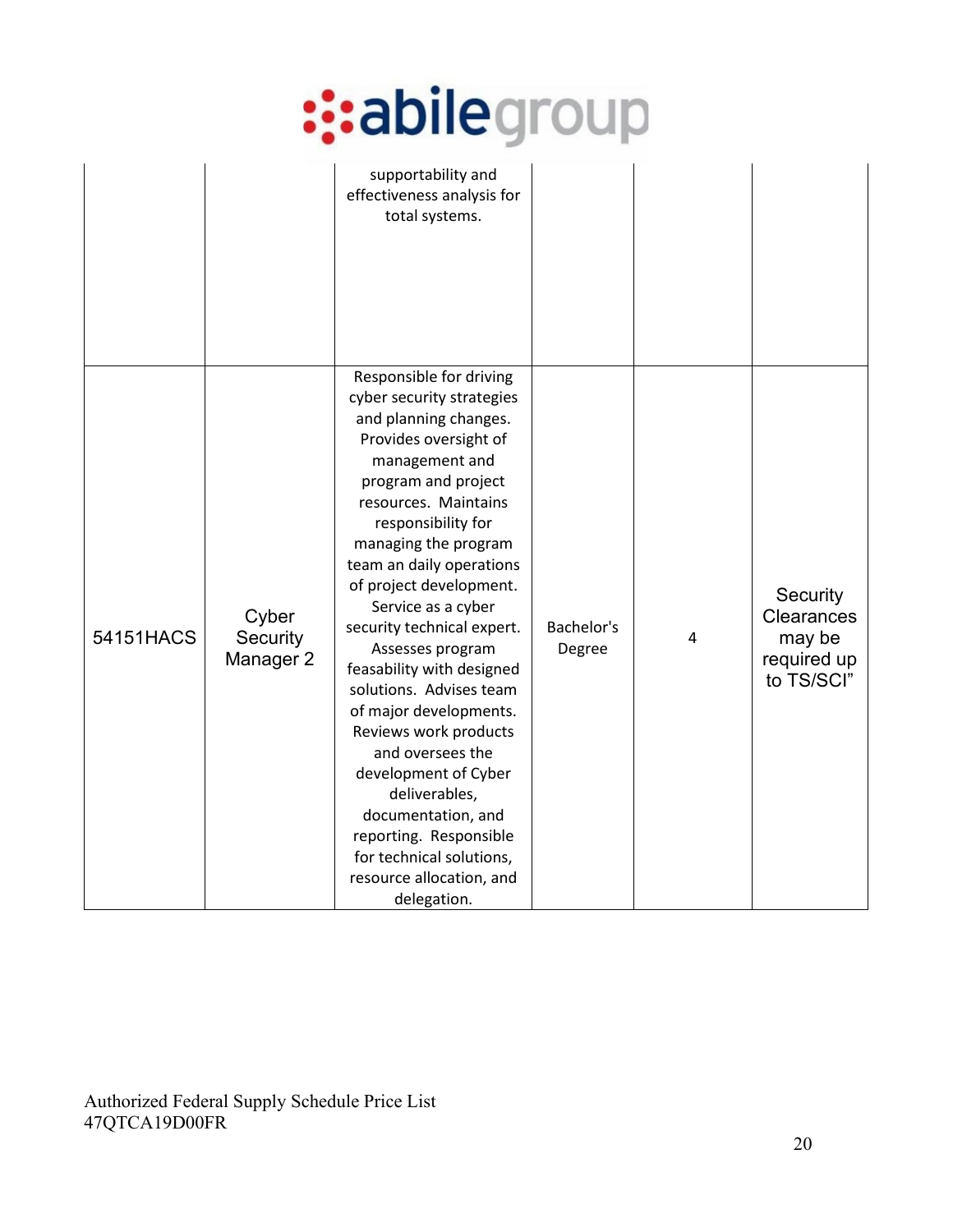| | | supportability and effectiveness analysis for total systems. | | | |
|---|---|---|---|---|---|
| 54151HACS | Cyber Security Manager 2 | Responsible for driving cyber security strategies and planning changes. Provides oversight of management and program and project resources. Maintains responsibility for managing the program team an daily operations of project development. Service as a cyber security technical expert. Assesses program feasability with designed solutions. Advises team of major developments. Reviews work products and oversees the development of Cyber deliverables, documentation, and reporting. Responsible for technical solutions, resource allocation, and delegation. | Bachelor's Degree | 4 | Security Clearances may be required up to TS/SCI" |

Authorized Federal Supply Schedule Price List
47QTCA19D00FR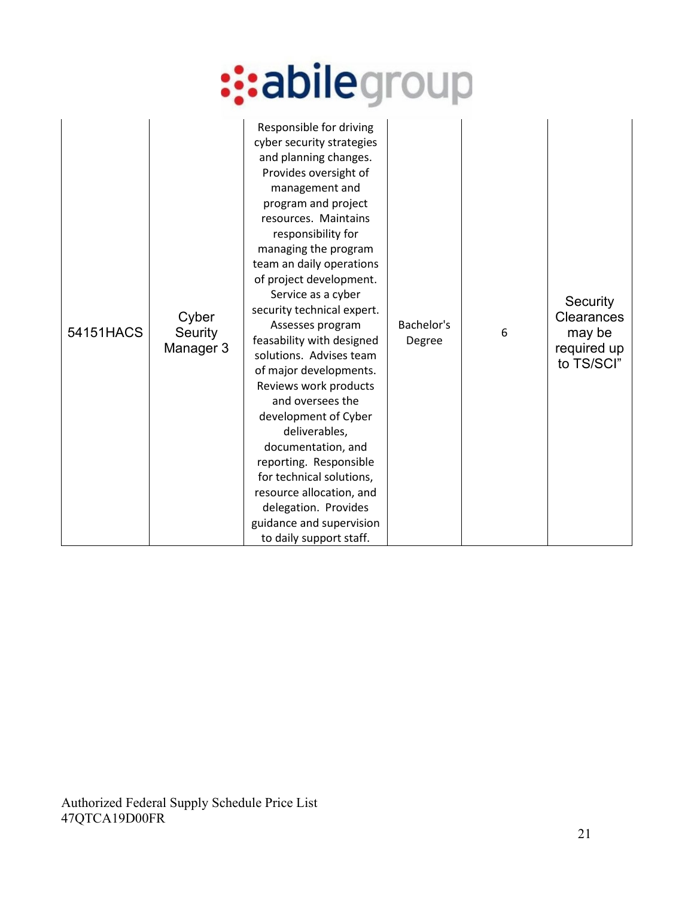| 54151HACS | Cyber Serity Manager 3 | Responsible for driving cyber security strategies and planning changes. Provides oversight of management and program and project resources. Maintains responsibility for managing the program team an daily operations of project development. Service as a cyber security technical expert. Assesses program feasability with designed solutions. Advises team of major developments. Reviews work products and oversees the development of Cyber deliverables, documentation, and reporting. Responsible for technical solutions, resource allocation, and delegation. Provides guidance and supervision to daily support staff. | Bachelor's Degree | 6 | Security Clearances may be required up to TS/SCI” |
|---|---|---|---|---|---|

Authorized Federal Supply Schedule Price List
47QTCA19D00FR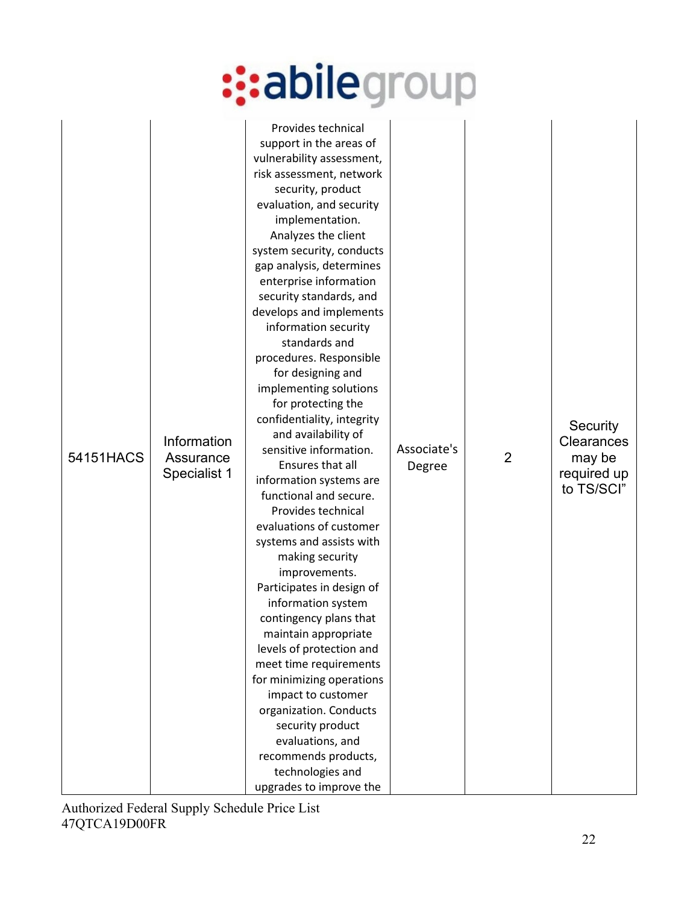| 54151HACS | Information Assurance Specialist 1 | Provides technical support in the areas of vulnerability assessment, risk assessment, network security, product evaluation, and security implementation. Analyzes the client system security, conducts gap analysis, determines enterprise information security standards, and develops and implements information security standards and procedures. Responsible for designing and implementing solutions for protecting the confidentiality, integrity and availability of sensitive information. Ensures that all information systems are functional and secure. Provides technical evaluations of customer systems and assists with making security improvements. Participates in design of information system contingency plans that maintain appropriate levels of protection and meet time requirements for minimizing operations impact to customer organization. Conducts security product evaluations, and recommends products, technologies and upgrades to improve the | Associate's Degree | 2 | Security Clearances may be required up to TS/SCI" |
|---|---|---|---|---|---|

Authorized Federal Supply Schedule Price List
47QTCA19D00FR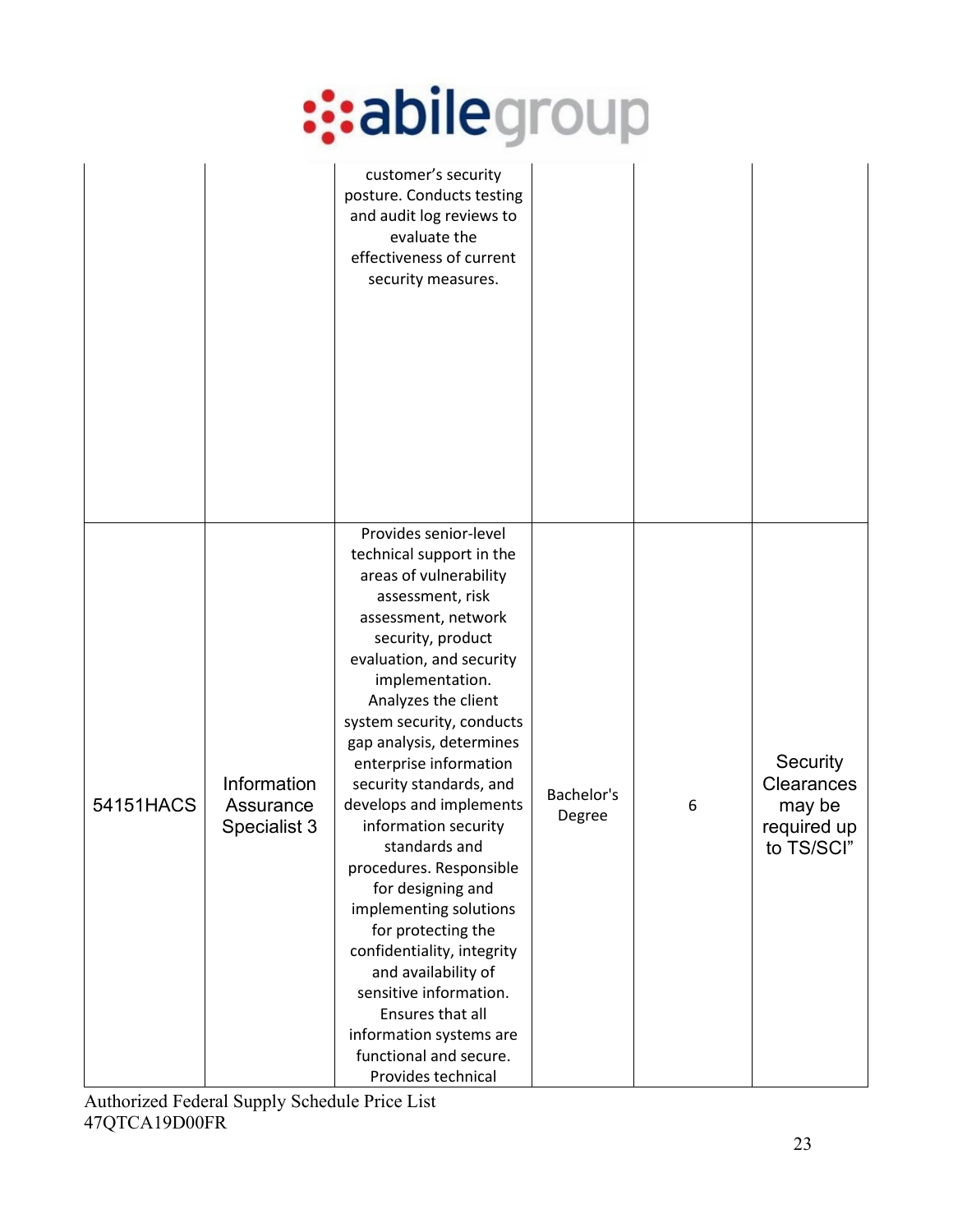| | | customer's security posture. Conducts testing and audit log reviews to evaluate the effectiveness of current security measures. | | | |
|---|---|---|---|---|---|
| 54151HACS | Information Assurance Specialist 3 | Provides senior-level technical support in the areas of vulnerability assessment, risk assessment, network security, product evaluation, and security implementation. Analyzes the client system security, conducts gap analysis, determines enterprise information security standards, and develops and implements information security standards and procedures. Responsible for designing and implementing solutions for protecting the confidentiality, integrity and availability of sensitive information. Ensures that all information systems are functional and secure. Provides technical | Bachelor's Degree | 6 | Security Clearances may be required up to TS/SCI" |

Authorized Federal Supply Schedule Price List
47QTCA19D00FR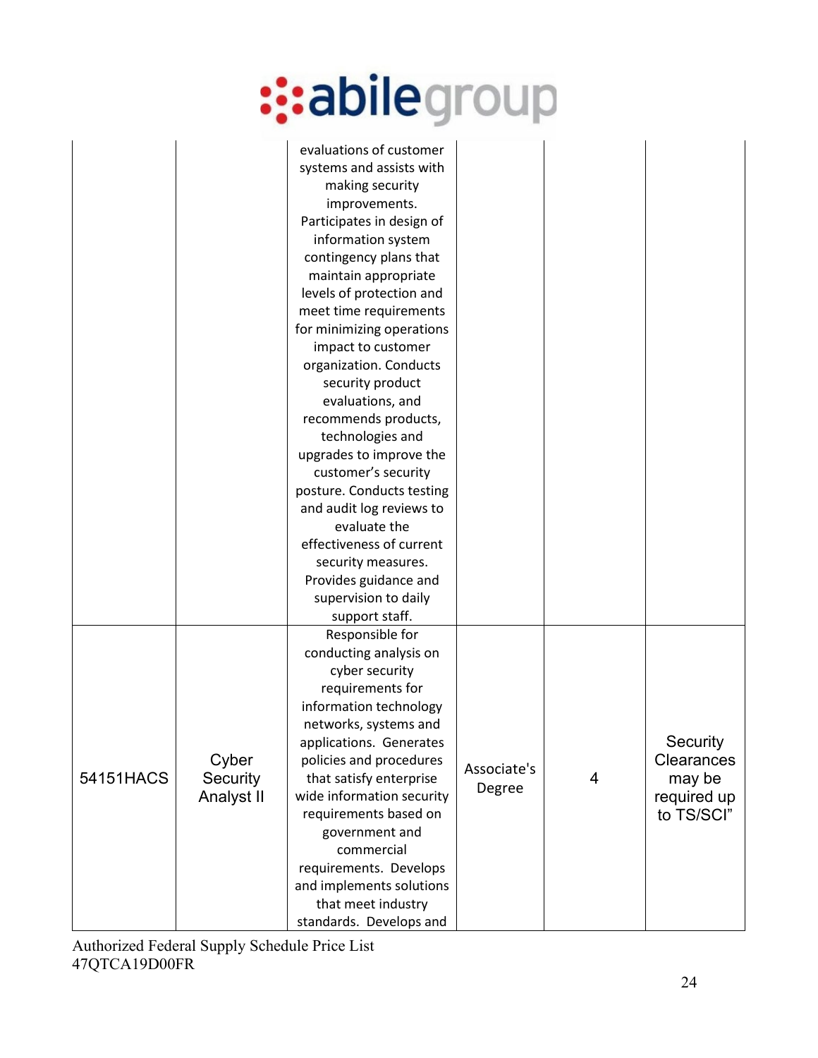| | | | | | |
|---|---|---|---|---|---|
| | | evaluations of customer systems and assists with making security improvements. Participates in design of information system contingency plans that maintain appropriate levels of protection and meet time requirements for minimizing operations impact to customer organization. Conducts security product evaluations, and recommends products, technologies and upgrades to improve the customer's security posture. Conducts testing and audit log reviews to evaluate the effectiveness of current security measures. Provides guidance and supervision to daily support staff. | | | |
| 54151HACS | Cyber Security Analyst II | Responsible for conducting analysis on cyber security requirements for information technology networks, systems and applications. Generates policies and procedures that satisfy enterprise wide information security requirements based on government and commercial requirements. Develops and implements solutions that meet industry standards. Develops and | Associate's Degree | 4 | Security Clearances may be required up to TS/SCI" |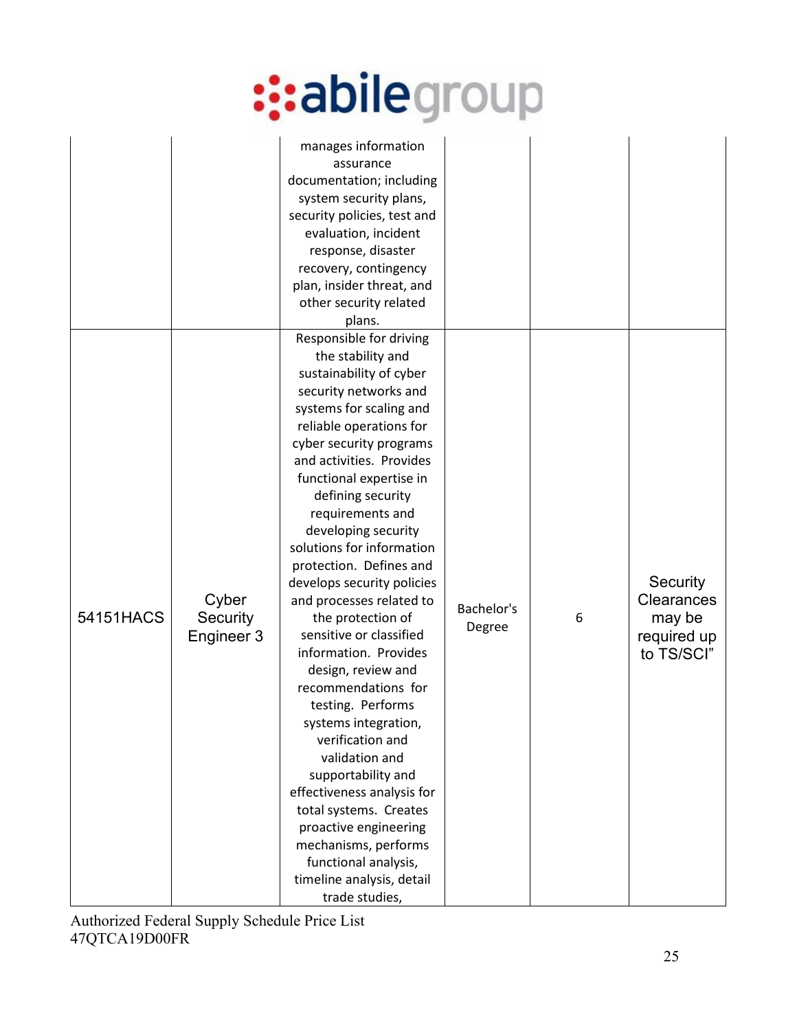| | | | | | |
|---|---|---|---|---|---|
| | | manages information assurance documentation; including system security plans, security policies, test and evaluation, incident response, disaster recovery, contingency plan, insider threat, and other security related plans. | | | |
| 54151HACS | Cyber Security Engineer 3 | Responsible for driving the stability and sustainability of cyber security networks and systems for scaling and reliable operations for cyber security programs and activities. Provides functional expertise in defining security requirements and developing security solutions for information protection. Defines and develops security policies and processes related to the protection of sensitive or classified information. Provides design, review and recommendations for testing. Performs systems integration, verification and validation and supportability and effectiveness analysis for total systems. Creates proactive engineering mechanisms, performs functional analysis, timeline analysis, detail trade studies, | Bachelor's Degree | 6 | Security Clearances may be required up to TS/SCI" |

Authorized Federal Supply Schedule Price List
47QTCA19D00FR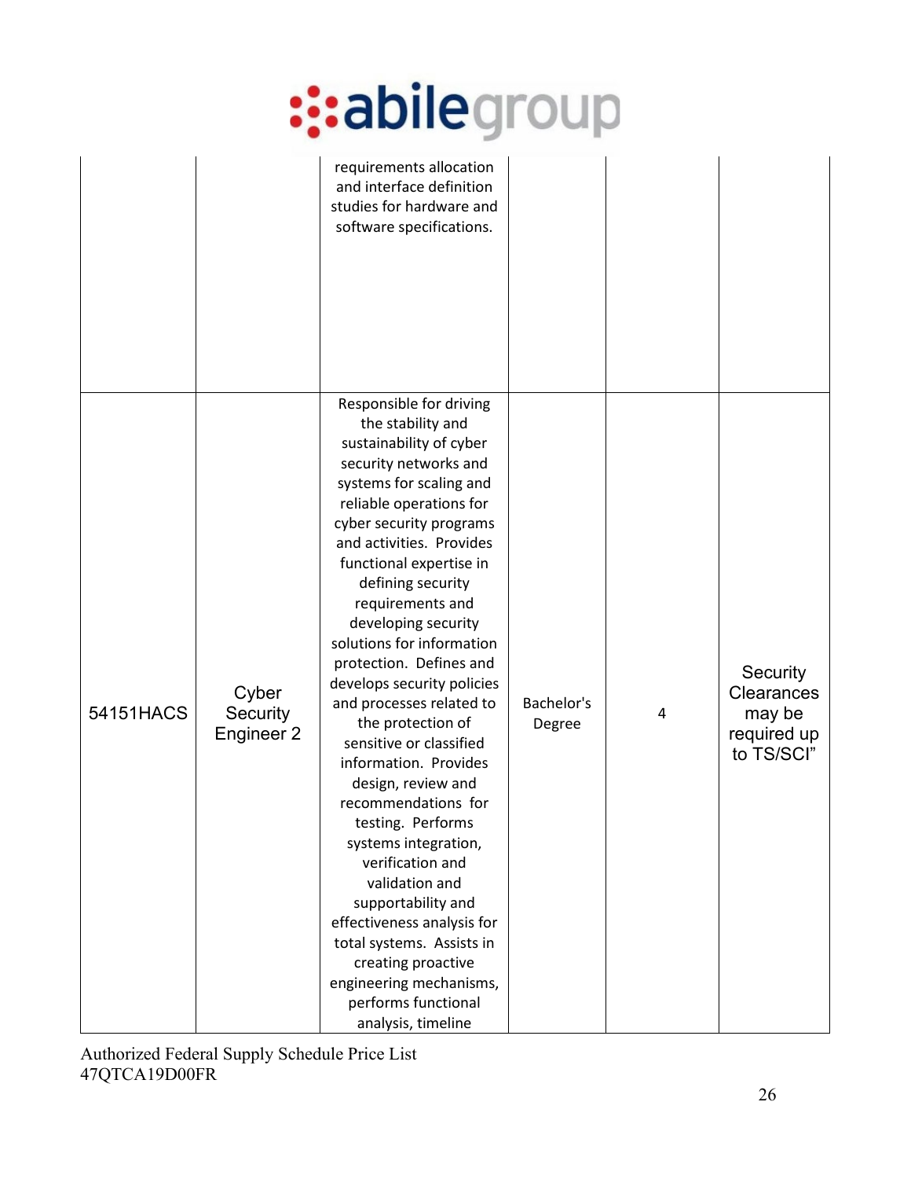| | | | | | |
|---|---|---|---|---|---|
| | | requirements allocation and interface definition studies for hardware and software specifications. | | | |
| 54151HACS | Cyber Security Engineer 2 | Responsible for driving the stability and sustainability of cyber security networks and systems for scaling and reliable operations for cyber security programs and activities. Provides functional expertise in defining security requirements and developing security solutions for information protection. Defines and develops security policies and processes related to the protection of sensitive or classified information. Provides design, review and recommendations for testing. Performs systems integration, verification and validation and supportability and effectiveness analysis for total systems. Assists in creating proactive engineering mechanisms, performs functional analysis, timeline | Bachelor's Degree | 4 | Security Clearances may be required up to TS/SCI” |

Authorized Federal Supply Schedule Price List
47QTCA19D00FR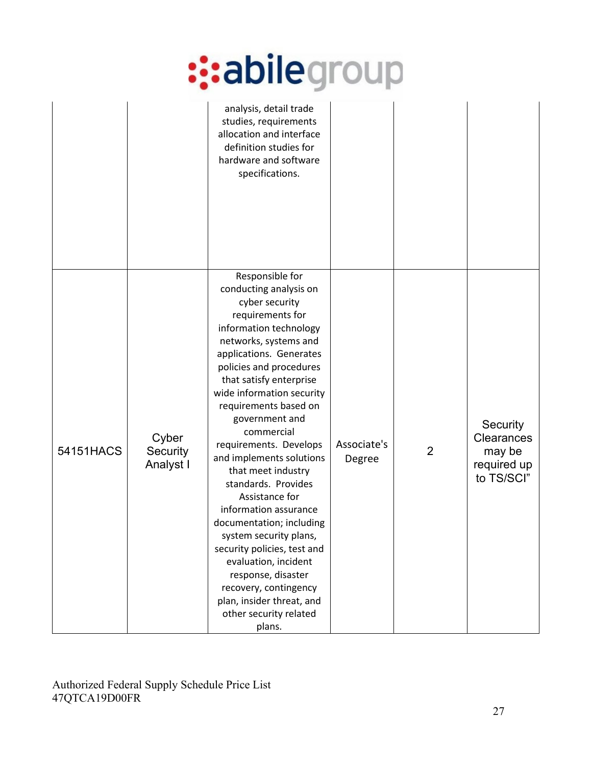| | | analysis, detail trade studies, requirements allocation and interface definition studies for hardware and software specifications. | | | |
|---|---|---|---|---|---|
| 54151HACS | Cyber Security Analyst I | Responsible for conducting analysis on cyber security requirements for information technology networks, systems and applications. Generates policies and procedures that satisfy enterprise wide information security requirements based on government and commercial requirements. Develops and implements solutions that meet industry standards. Provides Assistance for information assurance documentation; including system security plans, security policies, test and evaluation, incident response, disaster recovery, contingency plan, insider threat, and other security related plans. | Associate's Degree | 2 | Security Clearances may be required up to TS/SCI" |

Authorized Federal Supply Schedule Price List
47QTCA19D00FR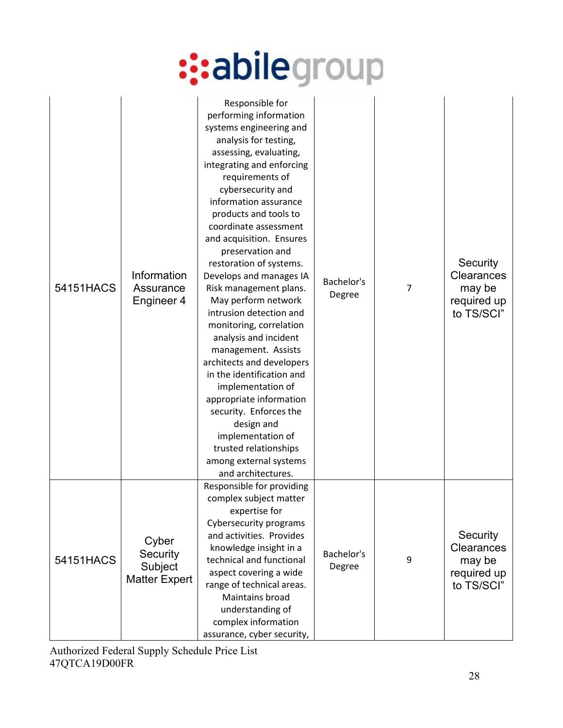| 54151HACS | Information Assurance Engineer 4 | Responsible for performing information systems engineering and analysis for testing, assessing, evaluating, integrating and enforcing requirements of cybersecurity and information assurance products and tools to coordinate assessment and acquisition. Ensures preservation and restoration of systems. Develops and manages IA Risk management plans. May perform network intrusion detection and monitoring, correlation analysis and incident management. Assists architects and developers in the identification and implementation of appropriate information security. Enforces the design and implementation of trusted relationships among external systems and architectures. | Bachelor's Degree | 7 | Security Clearances may be required up to TS/SCI" |
|---|---|---|---|---|---|
| 54151HACS | Cyber Security Subject Matter Expert | Responsible for providing complex subject matter expertise for Cybersecurity programs and activities. Provides knowledge insight in a technical and functional aspect covering a wide range of technical areas. Maintains broad understanding of complex information assurance, cyber security, | Bachelor's Degree | 9 | Security Clearances may be required up to TS/SCI" |

Authorized Federal Supply Schedule Price List
47QTCA19D00FR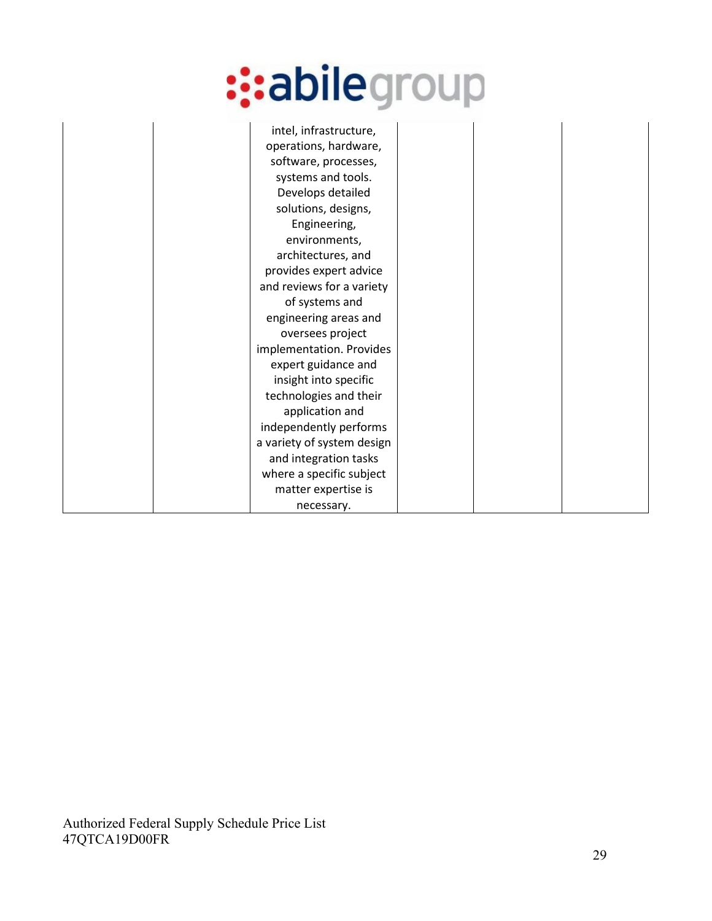|  |  |  |  |  |  |
|---|---|---|---|---|---|
|  |  | intel, infrastructure, operations, hardware, software, processes, systems and tools. Develops detailed solutions, designs, Engineering, environments, architectures, and provides expert advice and reviews for a variety of systems and engineering areas and oversees project implementation. Provides expert guidance and insight into specific technologies and their application and independently performs a variety of system design and integration tasks where a specific subject matter expertise is necessary. |  |  |  |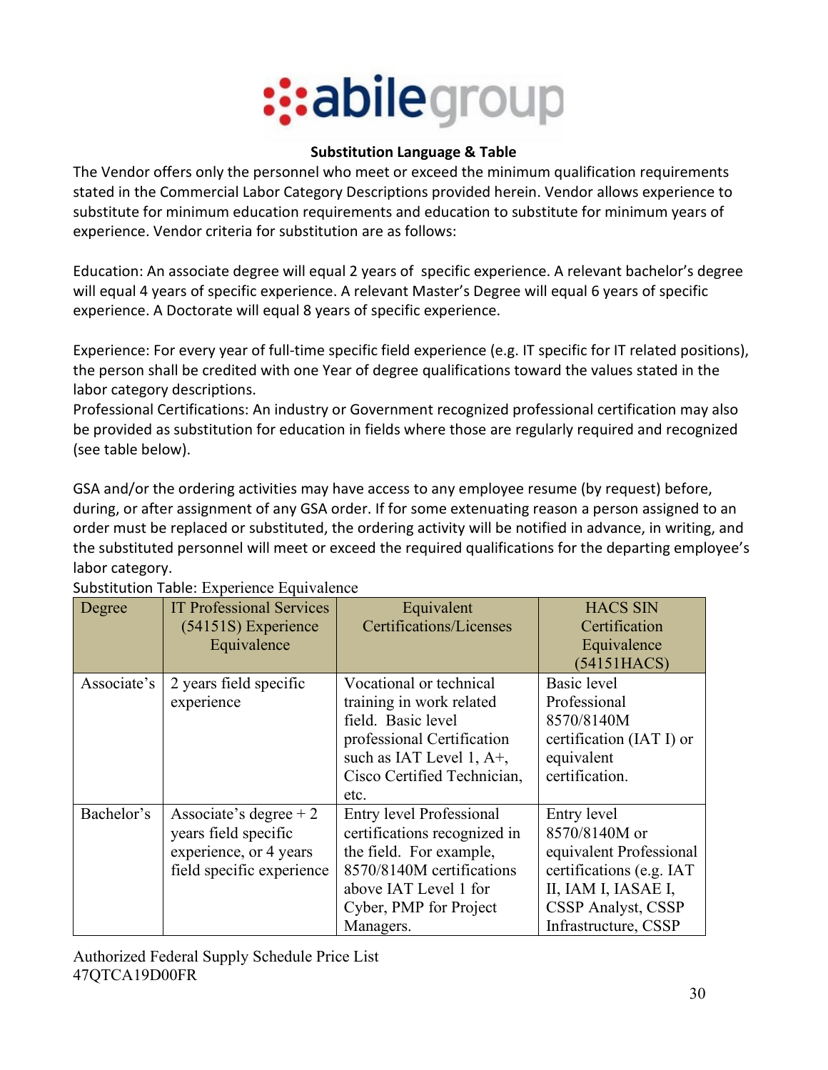**Substitution Language & Table**

The Vendor offers only the personnel who meet or exceed the minimum qualification requirements stated in the Commercial Labor Category Descriptions provided herein. Vendor allows experience to substitute for minimum education requirements and education to substitute for minimum years of experience. Vendor criteria for substitution are as follows:

Education: An associate degree will equal 2 years of specific experience. A relevant bachelor's degree will equal 4 years of specific experience. A relevant Master's Degree will equal 6 years of specific experience. A Doctorate will equal 8 years of specific experience.

Experience: For every year of full-time specific field experience (e.g. IT specific for IT related positions), the person shall be credited with one Year of degree qualifications toward the values stated in the labor category descriptions.

Professional Certifications: An industry or Government recognized professional certification may also be provided as substitution for education in fields where those are regularly required and recognized (see table below).

GSA and/or the ordering activities may have access to any employee resume (by request) before, during, or after assignment of any GSA order. If for some extenuating reason a person assigned to an order must be replaced or substituted, the ordering activity will be notified in advance, in writing, and the substituted personnel will meet or exceed the required qualifications for the departing employee's labor category.

Substitution Table: Experience Equivalence

| Degree | IT Professional Services (54151S) Experience Equivalence | Equivalent Certifications/Licenses | HACS SIN Certification Equivalence (54151HACS) |
|---|---|---|---|
| Associate's | 2 years field specific experience | Vocational or technical training in work related field. Basic level professional Certification such as IAT Level 1, A+, Cisco Certified Technician, etc. | Basic level Professional 8570/8140M certification (IAT I) or equivalent certification. |
| Bachelor's | Associate's degree + 2 years field specific experience, or 4 years field specific experience | Entry level Professional certifications recognized in the field. For example, 8570/8140M certifications above IAT Level 1 for Cyber, PMP for Project Managers. | Entry level 8570/8140M or equivalent Professional certifications (e.g. IAT II, IAM I, IASAE I, CSSP Analyst, CSSP Infrastructure, CSSP |

Authorized Federal Supply Schedule Price List
47QTCA19D00FR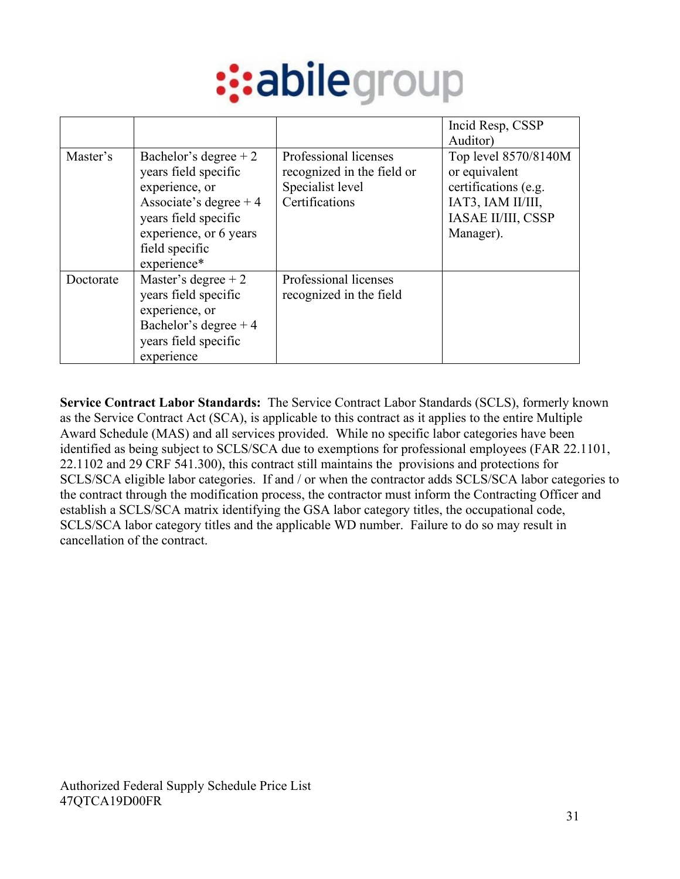| | | | |
|---|---|---|---|
| | | | Incid Resp, CSSP Auditor) |
| Master's | Bachelor's degree + 2 years field specific experience, or Associate's degree + 4 years field specific experience, or 6 years field specific experience* | Professional licenses recognized in the field or Specialist level Certifications | Top level 8570/8140M or equivalent certifications (e.g. IAT3, IAM II/III, IASAE II/III, CSSP Manager). |
| Doctorate | Master's degree + 2 years field specific experience, or Bachelor's degree + 4 years field specific experience | Professional licenses recognized in the field | |

**Service Contract Labor Standards:** The Service Contract Labor Standards (SCLS), formerly known as the Service Contract Act (SCA), is applicable to this contract as it applies to the entire Multiple Award Schedule (MAS) and all services provided. While no specific labor categories have been identified as being subject to SCLS/SCA due to exemptions for professional employees (FAR 22.1101, 22.1102 and 29 CRF 541.300), this contract still maintains the provisions and protections for SCLS/SCA eligible labor categories. If and / or when the contractor adds SCLS/SCA labor categories to the contract through the modification process, the contractor must inform the Contracting Officer and establish a SCLS/SCA matrix identifying the GSA labor category titles, the occupational code, SCLS/SCA labor category titles and the applicable WD number. Failure to do so may result in cancellation of the contract.